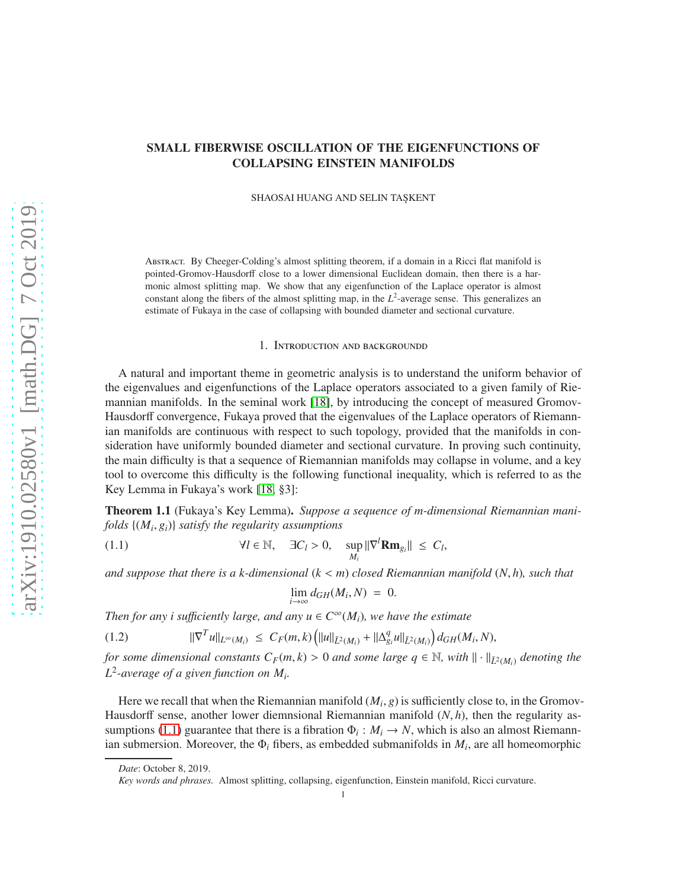# SMALL FIBERWISE OSCILLATION OF THE EIGENFUNCTIONS OF COLLAPSING EINSTEIN MANIFOLDS

SHAOSAI HUANG AND SELIN TAŞKENT

Abstract. By Cheeger-Colding's almost splitting theorem, if a domain in a Ricci flat manifold is pointed-Gromov-Hausdorff close to a lower dimensional Euclidean domain, then there is a harmonic almost splitting map. We show that any eigenfunction of the Laplace operator is almost constant along the fibers of the almost splitting map, in the $L^2$-average sense. This generalizes an estimate of Fukaya in the case of collapsing with bounded diameter and sectional curvature.

## 1. Introduction and backgroundd

A natural and important theme in geometric analysis is to understand the uniform behavior of the eigenvalues and eigenfunctions of the Laplace operators associated to a given family of Riemannian manifolds. In the seminal work [18], by introducing the concept of measured Gromov-Hausdorff convergence, Fukaya proved that the eigenvalues of the Laplace operators of Riemannian manifolds are continuous with respect to such topology, provided that the manifolds in consideration have uniformly bounded diameter and sectional curvature. In proving such continuity, the main difficulty is that a sequence of Riemannian manifolds may collapse in volume, and a key tool to overcome this difficulty is the following functional inequality, which is referred to as the Key Lemma in Fukaya's work [18, §3]:

**Theorem 1.1** (Fukaya's Key Lemma). *Suppose a sequence of m-dimensional Riemannian manifolds $\{(M_i, g_i)\}$ satisfy the regularity assumptions*

$$\forall l \in \mathbb{N}, \quad \exists C_l > 0, \quad \sup_{M_i} \|\nabla^l \mathbf{Rm}_{g_i}\| \ \leq \ C_l, \tag{1.1}$$

*and suppose that there is a k-dimensional ($k < m$) closed Riemannian manifold $(N, h)$, such that*

$$\lim_{i\to\infty} d_{GH}(M_i, N) \ = \ 0.$$

*Then for any i sufficiently large, and any $u \in C^\infty(M_i)$, we have the estimate*

$$\|\nabla^T u\|_{L^\infty(M_i)} \ \leq \ C_F(m,k)\left(\|u\|_{\bar{L}^2(M_i)} + \|\Delta_{g_i}^q u\|_{\bar{L}^2(M_i)}\right) d_{GH}(M_i, N), \tag{1.2}$$

*for some dimensional constants $C_F(m,k) > 0$ and some large $q \in \mathbb{N}$, with $\|\cdot\|_{\bar{L}^2(M_i)}$ denoting the $L^2$-average of a given function on $M_i$.*

Here we recall that when the Riemannian manifold $(M_i, g)$ is sufficiently close to, in the Gromov-Hausdorff sense, another lower diemnsional Riemannian manifold $(N, h)$, then the regularity assumptions (1.1) guarantee that there is a fibration $\Phi_i : M_i \to N$, which is also an almost Riemannian submersion. Moreover, the $\Phi_i$ fibers, as embedded submanifolds in $M_i$, are all homeomorphic

*Date*: October 8, 2019.

*Key words and phrases.* Almost splitting, collapsing, eigenfunction, Einstein manifold, Ricci curvature.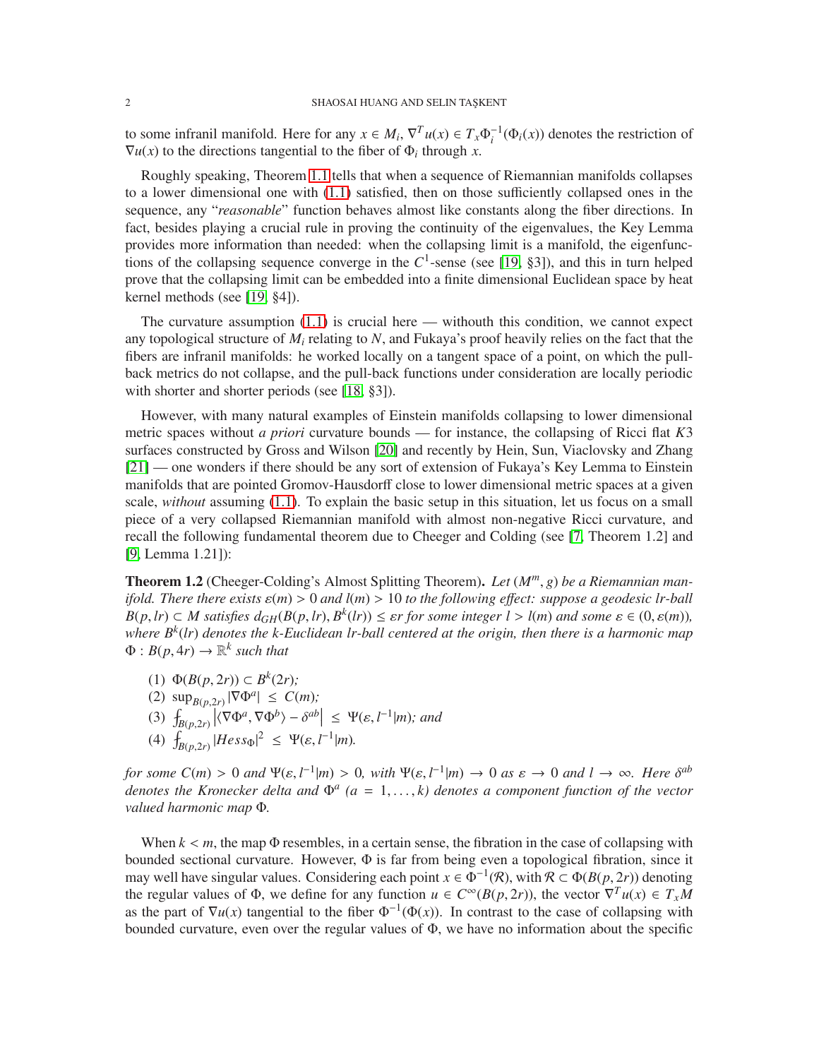to some infranil manifold. Here for any $x \in M_i$, $\nabla^T u(x) \in T_x\Phi_i^{-1}(\Phi_i(x))$ denotes the restriction of $\nabla u(x)$ to the directions tangential to the fiber of $\Phi_i$ through $x$.

Roughly speaking, Theorem 1.1 tells that when a sequence of Riemannian manifolds collapses to a lower dimensional one with (1.1) satisfied, then on those sufficiently collapsed ones in the sequence, any "*reasonable*" function behaves almost like constants along the fiber directions. In fact, besides playing a crucial rule in proving the continuity of the eigenvalues, the Key Lemma provides more information than needed: when the collapsing limit is a manifold, the eigenfunctions of the collapsing sequence converge in the $C^1$-sense (see [19, §3]), and this in turn helped prove that the collapsing limit can be embedded into a finite dimensional Euclidean space by heat kernel methods (see [19, §4]).

The curvature assumption (1.1) is crucial here — withouth this condition, we cannot expect any topological structure of $M_i$ relating to $N$, and Fukaya's proof heavily relies on the fact that the fibers are infranil manifolds: he worked locally on a tangent space of a point, on which the pull-back metrics do not collapse, and the pull-back functions under consideration are locally periodic with shorter and shorter periods (see [18, §3]).

However, with many natural examples of Einstein manifolds collapsing to lower dimensional metric spaces without *a priori* curvature bounds — for instance, the collapsing of Ricci flat $K3$ surfaces constructed by Gross and Wilson [20] and recently by Hein, Sun, Viaclovsky and Zhang [21] — one wonders if there should be any sort of extension of Fukaya's Key Lemma to Einstein manifolds that are pointed Gromov-Hausdorff close to lower dimensional metric spaces at a given scale, *without* assuming (1.1). To explain the basic setup in this situation, let us focus on a small piece of a very collapsed Riemannian manifold with almost non-negative Ricci curvature, and recall the following fundamental theorem due to Cheeger and Colding (see [7, Theorem 1.2] and [9, Lemma 1.21]):

**Theorem 1.2** (Cheeger-Colding's Almost Splitting Theorem). *Let $(M^m, g)$ be a Riemannian manifold. There there exists $\varepsilon(m) > 0$ and $l(m) > 10$ to the following effect: suppose a geodesic $lr$-ball $B(p, lr) \subset M$ satisfies $d_{GH}(B(p, lr), B^k(lr)) \le \varepsilon r$ for some integer $l > l(m)$ and some $\varepsilon \in (0, \varepsilon(m))$, where $B^k(lr)$ denotes the $k$-Euclidean $lr$-ball centered at the origin, then there is a harmonic map $\Phi : B(p, 4r) \to \mathbb{R}^k$ such that*

1. *$\Phi(B(p, 2r)) \subset B^k(2r)$;*
2. *$\sup_{B(p,2r)} |\nabla\Phi^a| \le C(m)$;*
3. *$⨍_{B(p,2r)} \left|\langle\nabla\Phi^a, \nabla\Phi^b\rangle - \delta^{ab}\right| \le \Psi(\varepsilon, l^{-1}|m)$; and*
4. *$⨍_{B(p,2r)} |Hess_\Phi|^2 \le \Psi(\varepsilon, l^{-1}|m)$.*

*for some $C(m) > 0$ and $\Psi(\varepsilon, l^{-1}|m) > 0$, with $\Psi(\varepsilon, l^{-1}|m) \to 0$ as $\varepsilon \to 0$ and $l \to \infty$. Here $\delta^{ab}$ denotes the Kronecker delta and $\Phi^a$ ($a = 1, \ldots, k$) denotes a component function of the vector valued harmonic map $\Phi$.*

When $k < m$, the map $\Phi$ resembles, in a certain sense, the fibration in the case of collapsing with bounded sectional curvature. However, $\Phi$ is far from being even a topological fibration, since it may well have singular values. Considering each point $x \in \Phi^{-1}(\mathcal{R})$, with $\mathcal{R} \subset \Phi(B(p, 2r))$ denoting the regular values of $\Phi$, we define for any function $u \in C^\infty(B(p, 2r))$, the vector $\nabla^T u(x) \in T_x M$ as the part of $\nabla u(x)$ tangential to the fiber $\Phi^{-1}(\Phi(x))$. In contrast to the case of collapsing with bounded curvature, even over the regular values of $\Phi$, we have no information about the specific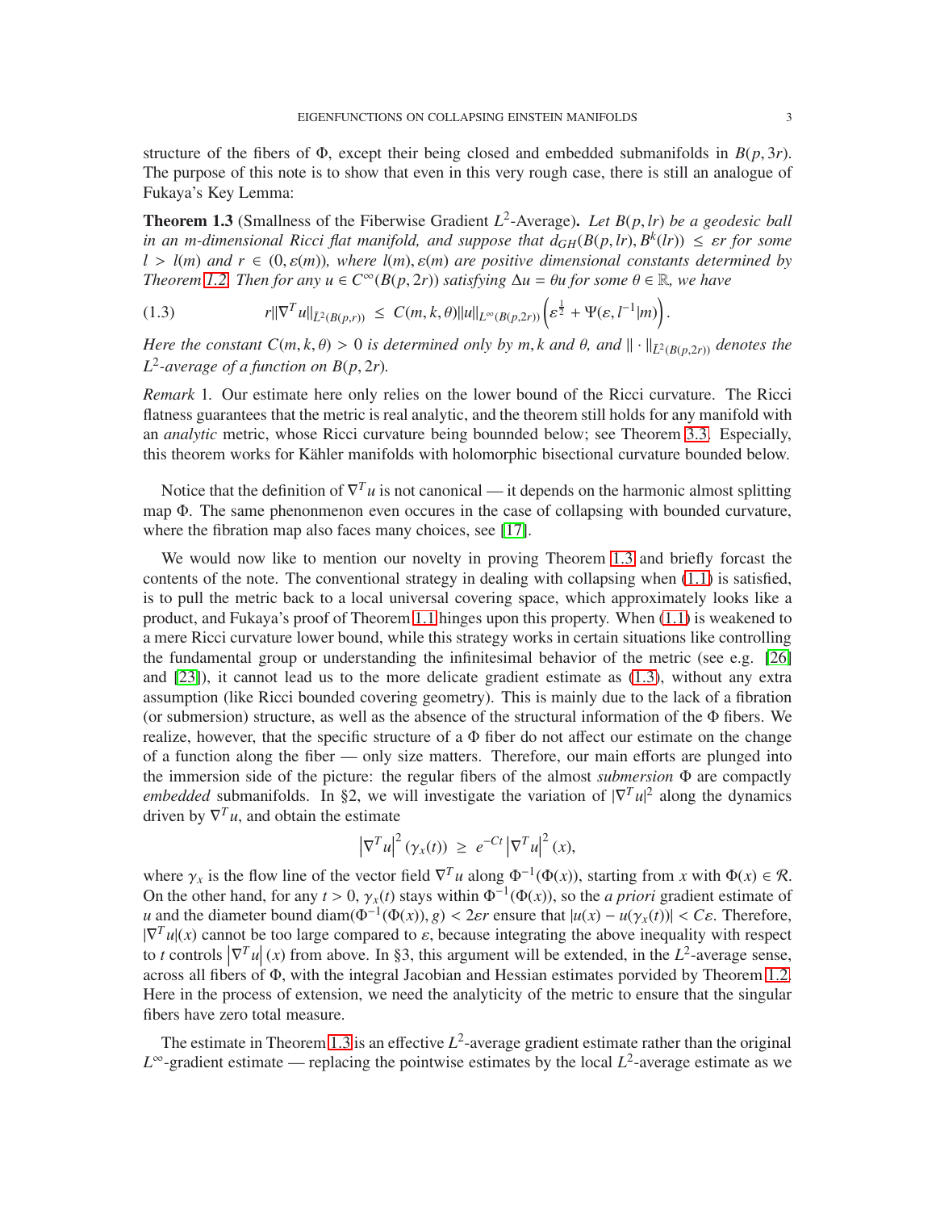structure of the fibers of $\Phi$, except their being closed and embedded submanifolds in $B(p, 3r)$. The purpose of this note is to show that even in this very rough case, there is still an analogue of Fukaya's Key Lemma:

**Theorem 1.3** (Smallness of the Fiberwise Gradient $L^2$-Average). *Let $B(p, lr)$ be a geodesic ball in an $m$-dimensional Ricci flat manifold, and suppose that $d_{GH}(B(p, lr), B^k(lr)) \le \varepsilon r$ for some $l > l(m)$ and $r \in (0, \varepsilon(m))$, where $l(m), \varepsilon(m)$ are positive dimensional constants determined by Theorem 1.2. Then for any $u \in C^\infty(B(p, 2r))$ satisfying $\Delta u = \theta u$ for some $\theta \in \mathbb{R}$, we have*

$$r\|\nabla^T u\|_{\bar{L}^2(B(p,r))} \le C(m, k, \theta)\|u\|_{L^\infty(B(p,2r))}\left(\varepsilon^{\frac{1}{2}} + \Psi(\varepsilon, l^{-1}|m)\right). \tag{1.3}$$

*Here the constant $C(m, k, \theta) > 0$ is determined only by $m, k$ and $\theta$, and $\|\cdot\|_{\bar{L}^2(B(p,2r))}$ denotes the $L^2$-average of a function on $B(p, 2r)$.*

*Remark* 1. Our estimate here only relies on the lower bound of the Ricci curvature. The Ricci flatness guarantees that the metric is real analytic, and the theorem still holds for any manifold with an *analytic* metric, whose Ricci curvature being bounnded below; see Theorem 3.3. Especially, this theorem works for Kähler manifolds with holomorphic bisectional curvature bounded below.

Notice that the definition of $\nabla^T u$ is not canonical — it depends on the harmonic almost splitting map $\Phi$. The same phenonmenon even occures in the case of collapsing with bounded curvature, where the fibration map also faces many choices, see [17].

We would now like to mention our novelty in proving Theorem 1.3 and briefly forcast the contents of the note. The conventional strategy in dealing with collapsing when (1.1) is satisfied, is to pull the metric back to a local universal covering space, which approximately looks like a product, and Fukaya's proof of Theorem 1.1 hinges upon this property. When (1.1) is weakened to a mere Ricci curvature lower bound, while this strategy works in certain situations like controlling the fundamental group or understanding the infinitesimal behavior of the metric (see e.g. [26] and [23]), it cannot lead us to the more delicate gradient estimate as (1.3), without any extra assumption (like Ricci bounded covering geometry). This is mainly due to the lack of a fibration (or submersion) structure, as well as the absence of the structural information of the $\Phi$ fibers. We realize, however, that the specific structure of a $\Phi$ fiber do not affect our estimate on the change of a function along the fiber — only size matters. Therefore, our main efforts are plunged into the immersion side of the picture: the regular fibers of the almost *submersion* $\Phi$ are compactly *embedded* submanifolds. In §2, we will investigate the variation of $|\nabla^T u|^2$ along the dynamics driven by $\nabla^T u$, and obtain the estimate

$$\left|\nabla^T u\right|^2 (\gamma_x(t)) \ge e^{-Ct}\left|\nabla^T u\right|^2 (x),$$

where $\gamma_x$ is the flow line of the vector field $\nabla^T u$ along $\Phi^{-1}(\Phi(x))$, starting from $x$ with $\Phi(x) \in \mathcal{R}$. On the other hand, for any $t > 0$, $\gamma_x(t)$ stays within $\Phi^{-1}(\Phi(x))$, so the *a priori* gradient estimate of $u$ and the diameter bound $\operatorname{diam}(\Phi^{-1}(\Phi(x)), g) < 2\varepsilon r$ ensure that $|u(x) - u(\gamma_x(t))| < C\varepsilon$. Therefore, $|\nabla^T u|(x)$ cannot be too large compared to $\varepsilon$, because integrating the above inequality with respect to $t$ controls $\left|\nabla^T u\right|(x)$ from above. In §3, this argument will be extended, in the $L^2$-average sense, across all fibers of $\Phi$, with the integral Jacobian and Hessian estimates porvided by Theorem 1.2. Here in the process of extension, we need the analyticity of the metric to ensure that the singular fibers have zero total measure.

The estimate in Theorem 1.3 is an effective $L^2$-average gradient estimate rather than the original $L^\infty$-gradient estimate — replacing the pointwise estimates by the local $L^2$-average estimate as we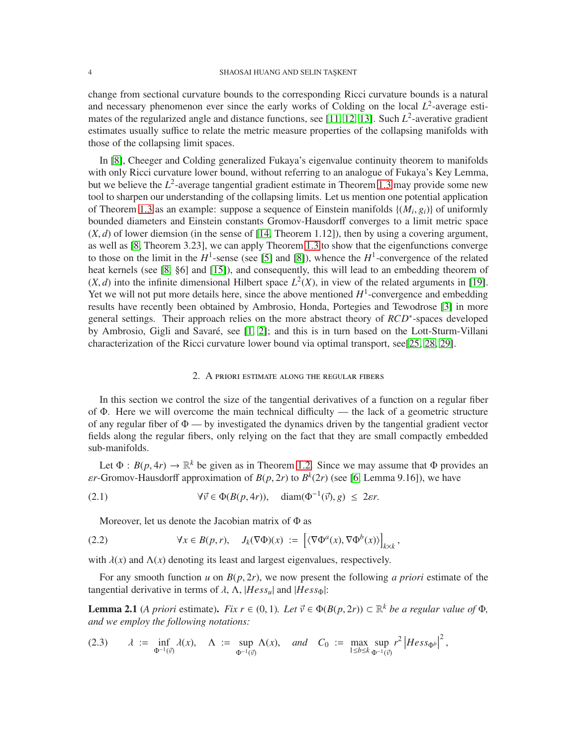change from sectional curvature bounds to the corresponding Ricci curvature bounds is a natural and necessary phenomenon ever since the early works of Colding on the local $L^2$-average estimates of the regularized angle and distance functions, see [11, 12, 13]. Such $L^2$-averative gradient estimates usually suffice to relate the metric measure properties of the collapsing manifolds with those of the collapsing limit spaces.

In [8], Cheeger and Colding generalized Fukaya's eigenvalue continuity theorem to manifolds with only Ricci curvature lower bound, without referring to an analogue of Fukaya's Key Lemma, but we believe the $L^2$-average tangential gradient estimate in Theorem 1.3 may provide some new tool to sharpen our understanding of the collapsing limits. Let us mention one potential application of Theorem 1.3 as an example: suppose a sequence of Einstein manifolds $\{(M_i, g_i)\}$ of uniformly bounded diameters and Einstein constants Gromov-Hausdorff converges to a limit metric space $(X, d)$ of lower diemsion (in the sense of [14, Theorem 1.12]), then by using a covering argument, as well as [8, Theorem 3.23], we can apply Theorem 1.3 to show that the eigenfunctions converge to those on the limit in the $H^1$-sense (see [5] and [8]), whence the $H^1$-convergence of the related heat kernels (see [8, §6] and [15]), and consequently, this will lead to an embedding theorem of $(X, d)$ into the infinite dimensional Hilbert space $L^2(X)$, in view of the related arguments in [19]. Yet we will not put more details here, since the above mentioned $H^1$-convergence and embedding results have recently been obtained by Ambrosio, Honda, Portegies and Tewodrose [3] in more general settings. Their approach relies on the more abstract theory of $RCD^*$-spaces developed by Ambrosio, Gigli and Savaré, see [1, 2]; and this is in turn based on the Lott-Sturm-Villani characterization of the Ricci curvature lower bound via optimal transport, see[25, 28, 29].

## 2. A priori estimate along the regular fibers

In this section we control the size of the tangential derivatives of a function on a regular fiber of $\Phi$. Here we will overcome the main technical difficulty — the lack of a geometric structure of any regular fiber of $\Phi$ — by investigated the dynamics driven by the tangential gradient vector fields along the regular fibers, only relying on the fact that they are small compactly embedded sub-manifolds.

Let $\Phi : B(p, 4r) \to \mathbb{R}^k$ be given as in Theorem 1.2. Since we may assume that $\Phi$ provides an $\varepsilon r$-Gromov-Hausdorff approximation of $B(p, 2r)$ to $B^k(2r)$ (see [6, Lemma 9.16]), we have

$$\forall \vec{v} \in \Phi(B(p, 4r)), \quad \operatorname{diam}(\Phi^{-1}(\vec{v}), g) \ \leq \ 2\varepsilon r. \tag{2.1}$$

Moreover, let us denote the Jacobian matrix of $\Phi$ as

$$\forall x \in B(p, r), \quad J_k(\nabla\Phi)(x) \ := \ \left[\langle \nabla\Phi^a(x), \nabla\Phi^b(x)\rangle\right]_{k\times k}, \tag{2.2}$$

with $\lambda(x)$ and $\Lambda(x)$ denoting its least and largest eigenvalues, respectively.

For any smooth function $u$ on $B(p, 2r)$, we now present the following *a priori* estimate of the tangential derivative in terms of $\lambda$, $\Lambda$, $|Hess_u|$ and $|Hess_\Phi|$:

**Lemma 2.1** (*A priori* estimate). *Fix $r \in (0, 1)$. Let $\vec{v} \in \Phi(B(p, 2r)) \subset \mathbb{R}^k$ be a regular value of $\Phi$, and we employ the following notations:*

$$\lambda \ := \ \inf_{\Phi^{-1}(\vec{v})} \lambda(x), \quad \Lambda \ := \ \sup_{\Phi^{-1}(\vec{v})} \Lambda(x), \quad \textit{and} \quad C_0 \ := \ \max_{1\leq b\leq k} \sup_{\Phi^{-1}(\vec{v})} r^2 \left|Hess_{\Phi^b}\right|^2, \tag{2.3}$$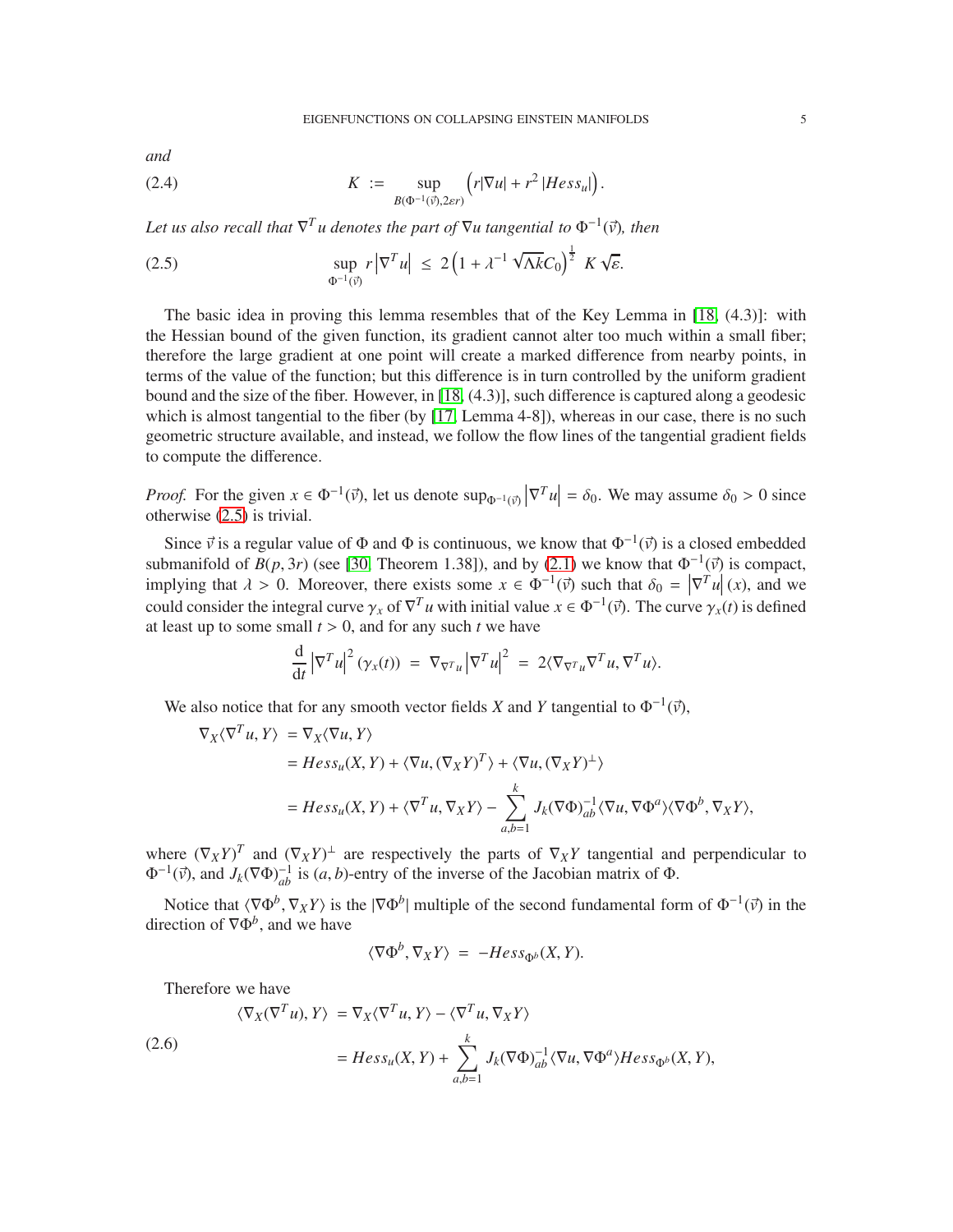*and*

$$K := \sup_{B(\Phi^{-1}(\vec{v}),2\varepsilon r)} \left( r|\nabla u| + r^2 \left|Hess_u\right| \right). \tag{2.4}$$

*Let us also recall that $\nabla^T u$ denotes the part of $\nabla u$ tangential to $\Phi^{-1}(\vec{v})$, then*

$$\sup_{\Phi^{-1}(\vec{v})} r\left|\nabla^T u\right| \ \le\ 2\left(1 + \lambda^{-1}\sqrt{\Lambda k} C_0\right)^{\frac{1}{2}} \ K\sqrt{\varepsilon}. \tag{2.5}$$

The basic idea in proving this lemma resembles that of the Key Lemma in [18, (4.3)]: with the Hessian bound of the given function, its gradient cannot alter too much within a small fiber; therefore the large gradient at one point will create a marked difference from nearby points, in terms of the value of the function; but this difference is in turn controlled by the uniform gradient bound and the size of the fiber. However, in [18, (4.3)], such difference is captured along a geodesic which is almost tangential to the fiber (by [17, Lemma 4-8]), whereas in our case, there is no such geometric structure available, and instead, we follow the flow lines of the tangential gradient fields to compute the difference.

*Proof.* For the given $x \in \Phi^{-1}(\vec{v})$, let us denote $\sup_{\Phi^{-1}(\vec{v})} \left|\nabla^T u\right| = \delta_0$. We may assume $\delta_0 > 0$ since otherwise (2.5) is trivial.

Since $\vec{v}$ is a regular value of $\Phi$ and $\Phi$ is continuous, we know that $\Phi^{-1}(\vec{v})$ is a closed embedded submanifold of $B(p, 3r)$ (see [30, Theorem 1.38]), and by (2.1) we know that $\Phi^{-1}(\vec{v})$ is compact, implying that $\lambda > 0$. Moreover, there exists some $x \in \Phi^{-1}(\vec{v})$ such that $\delta_0 = \left|\nabla^T u\right|(x)$, and we could consider the integral curve $\gamma_x$ of $\nabla^T u$ with initial value $x \in \Phi^{-1}(\vec{v})$. The curve $\gamma_x(t)$ is defined at least up to some small $t > 0$, and for any such $t$ we have

$$\frac{\mathrm{d}}{\mathrm{d}t}\left|\nabla^T u\right|^2(\gamma_x(t)) \ = \ \nabla_{\nabla^T u}\left|\nabla^T u\right|^2 \ = \ 2\langle \nabla_{\nabla^T u}\nabla^T u, \nabla^T u\rangle.$$

We also notice that for any smooth vector fields $X$ and $Y$ tangential to $\Phi^{-1}(\vec{v})$,

$$\begin{aligned}
\nabla_X\langle \nabla^T u, Y\rangle &= \nabla_X\langle \nabla u, Y\rangle \\
&= Hess_u(X,Y) + \langle \nabla u, (\nabla_X Y)^T\rangle + \langle \nabla u, (\nabla_X Y)^\perp\rangle \\
&= Hess_u(X,Y) + \langle \nabla^T u, \nabla_X Y\rangle - \sum_{a,b=1}^k J_k(\nabla\Phi)^{-1}_{ab}\langle \nabla u, \nabla\Phi^a\rangle\langle \nabla\Phi^b, \nabla_X Y\rangle,
\end{aligned}$$

where $(\nabla_X Y)^T$ and $(\nabla_X Y)^\perp$ are respectively the parts of $\nabla_X Y$ tangential and perpendicular to $\Phi^{-1}(\vec{v})$, and $J_k(\nabla\Phi)^{-1}_{ab}$ is $(a,b)$-entry of the inverse of the Jacobian matrix of $\Phi$.

Notice that $\langle \nabla\Phi^b, \nabla_X Y\rangle$ is the $|\nabla\Phi^b|$ multiple of the second fundamental form of $\Phi^{-1}(\vec{v})$ in the direction of $\nabla\Phi^b$, and we have

$$\langle \nabla\Phi^b, \nabla_X Y\rangle \ = \ -Hess_{\Phi^b}(X,Y).$$

Therefore we have

$$\begin{aligned}
\langle \nabla_X(\nabla^T u), Y\rangle &= \nabla_X\langle \nabla^T u, Y\rangle - \langle \nabla^T u, \nabla_X Y\rangle \\
&= Hess_u(X,Y) + \sum_{a,b=1}^k J_k(\nabla\Phi)^{-1}_{ab}\langle \nabla u, \nabla\Phi^a\rangle Hess_{\Phi^b}(X,Y),
\end{aligned} \tag{2.6}$$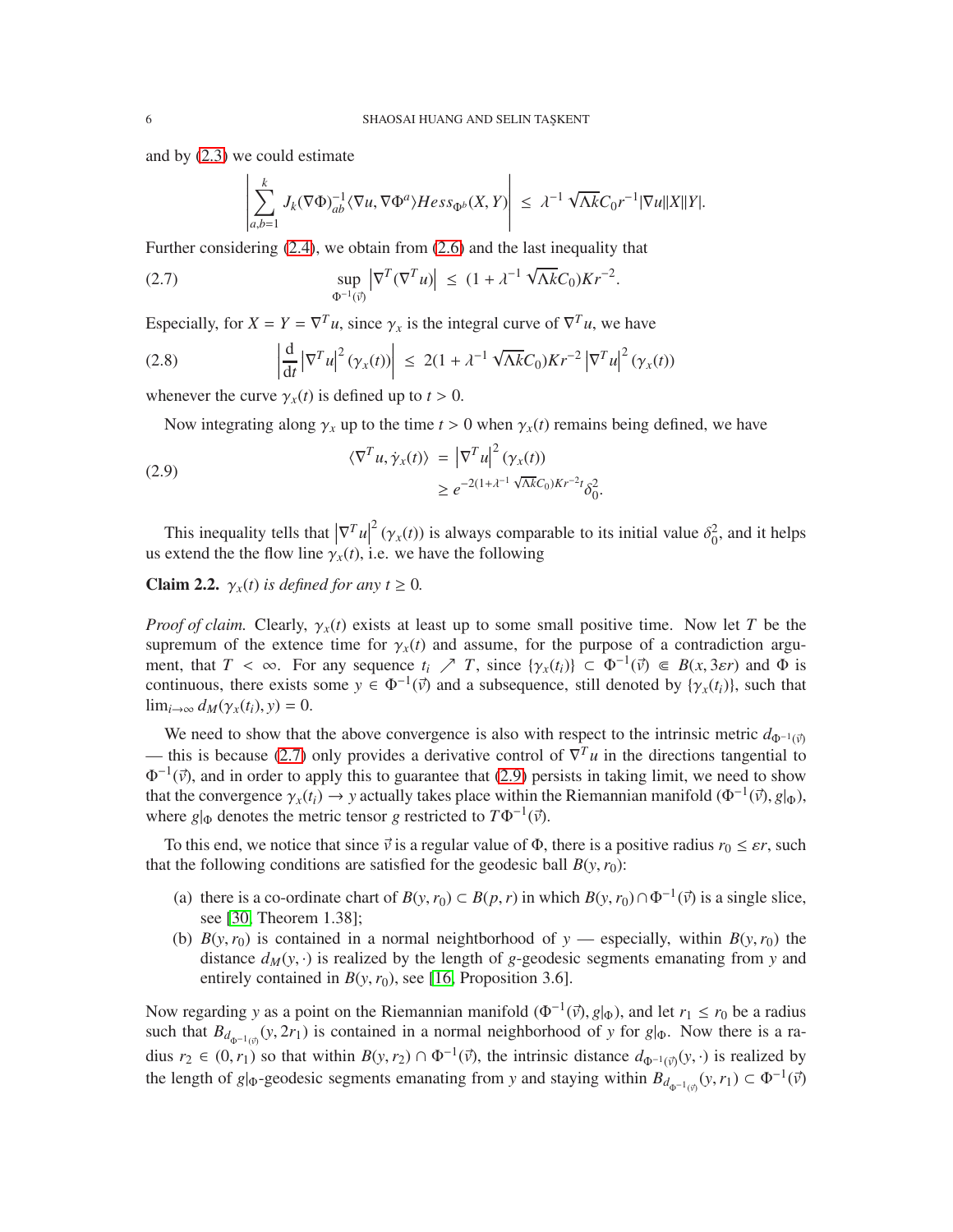and by (2.3) we could estimate

$$\left|\sum_{a,b=1}^{k} J_k(\nabla\Phi)^{-1}_{ab}\langle\nabla u, \nabla\Phi^a\rangle Hess_{\Phi^b}(X,Y)\right| \leq \lambda^{-1}\sqrt{\Lambda k}C_0 r^{-1}|\nabla u||X||Y|.$$

Further considering (2.4), we obtain from (2.6) and the last inequality that

$$\sup_{\Phi^{-1}(\vec{v})}\left|\nabla^T(\nabla^T u)\right| \leq (1+\lambda^{-1}\sqrt{\Lambda k}C_0)Kr^{-2}. \tag{2.7}$$

Especially, for $X = Y = \nabla^T u$, since $\gamma_x$ is the integral curve of $\nabla^T u$, we have

$$\left|\frac{\mathrm{d}}{\mathrm{d}t}\left|\nabla^T u\right|^2(\gamma_x(t))\right| \leq 2(1+\lambda^{-1}\sqrt{\Lambda k}C_0)Kr^{-2}\left|\nabla^T u\right|^2(\gamma_x(t)) \tag{2.8}$$

whenever the curve $\gamma_x(t)$ is defined up to $t > 0$.

Now integrating along $\gamma_x$ up to the time $t > 0$ when $\gamma_x(t)$ remains being defined, we have

$$\begin{aligned}\langle\nabla^T u, \dot{\gamma}_x(t)\rangle &= \left|\nabla^T u\right|^2(\gamma_x(t))\\ &\geq e^{-2(1+\lambda^{-1}\sqrt{\Lambda k}C_0)Kr^{-2}t}\delta_0^2.\end{aligned} \tag{2.9}$$

This inequality tells that $\left|\nabla^T u\right|^2(\gamma_x(t))$ is always comparable to its initial value $\delta_0^2$, and it helps us extend the the flow line $\gamma_x(t)$, i.e. we have the following

**Claim 2.2.** *$\gamma_x(t)$ is defined for any $t \geq 0$.*

*Proof of claim.* Clearly, $\gamma_x(t)$ exists at least up to some small positive time. Now let $T$ be the supremum of the extence time for $\gamma_x(t)$ and assume, for the purpose of a contradiction argument, that $T < \infty$. For any sequence $t_i \nearrow T$, since $\{\gamma_x(t_i)\} \subset \Phi^{-1}(\vec{v}) \Subset B(x, 3\varepsilon r)$ and $\Phi$ is continuous, there exists some $y \in \Phi^{-1}(\vec{v})$ and a subsequence, still denoted by $\{\gamma_x(t_i)\}$, such that $\lim_{i\to\infty} d_M(\gamma_x(t_i), y) = 0$.

We need to show that the above convergence is also with respect to the intrinsic metric $d_{\Phi^{-1}(\vec{v})}$ — this is because (2.7) only provides a derivative control of $\nabla^T u$ in the directions tangential to $\Phi^{-1}(\vec{v})$, and in order to apply this to guarantee that (2.9) persists in taking limit, we need to show that the convergence $\gamma_x(t_i) \to y$ actually takes place within the Riemannian manifold $(\Phi^{-1}(\vec{v}), g|_\Phi)$, where $g|_\Phi$ denotes the metric tensor $g$ restricted to $T\Phi^{-1}(\vec{v})$.

To this end, we notice that since $\vec{v}$ is a regular value of $\Phi$, there is a positive radius $r_0 \leq \varepsilon r$, such that the following conditions are satisfied for the geodesic ball $B(y, r_0)$:

- (a) there is a co-ordinate chart of $B(y, r_0) \subset B(p, r)$ in which $B(y, r_0) \cap \Phi^{-1}(\vec{v})$ is a single slice, see [30, Theorem 1.38];
- (b) $B(y, r_0)$ is contained in a normal neighborhood of $y$ — especially, within $B(y, r_0)$ the distance $d_M(y, \cdot)$ is realized by the length of $g$-geodesic segments emanating from $y$ and entirely contained in $B(y, r_0)$, see [16, Proposition 3.6].

Now regarding $y$ as a point on the Riemannian manifold $(\Phi^{-1}(\vec{v}), g|_\Phi)$, and let $r_1 \leq r_0$ be a radius such that $B_{d_{\Phi^{-1}(\vec{v})}}(y, 2r_1)$ is contained in a normal neighborhood of $y$ for $g|_\Phi$. Now there is a radius $r_2 \in (0, r_1)$ so that within $B(y, r_2) \cap \Phi^{-1}(\vec{v})$, the intrinsic distance $d_{\Phi^{-1}(\vec{v})}(y, \cdot)$ is realized by the length of $g|_\Phi$-geodesic segments emanating from $y$ and staying within $B_{d_{\Phi^{-1}(\vec{v})}}(y, r_1) \subset \Phi^{-1}(\vec{v})$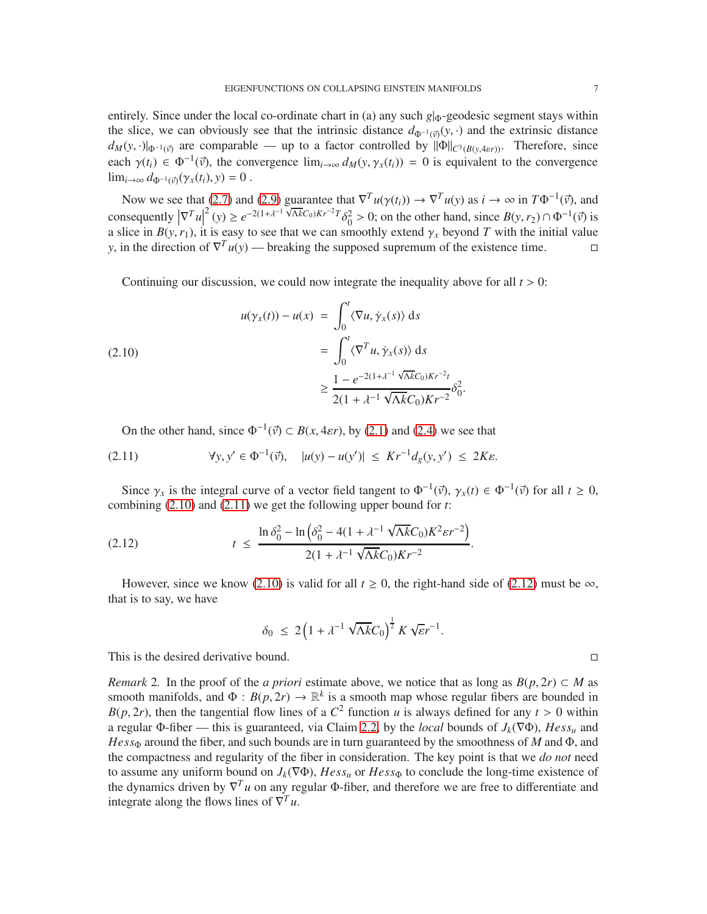entirely. Since under the local co-ordinate chart in (a) any such $g|_{\Phi}$-geodesic segment stays within the slice, we can obviously see that the intrinsic distance $d_{\Phi^{-1}(\vec{v})}(y,\cdot)$ and the extrinsic distance $d_M(y,\cdot)|_{\Phi^{-1}(\vec{v})}$ are comparable — up to a factor controlled by $\|\Phi\|_{C^3(B(y,4\varepsilon r))}$. Therefore, since each $\gamma(t_i) \in \Phi^{-1}(\vec{v})$, the convergence $\lim_{i\to\infty} d_M(y, \gamma_x(t_i)) = 0$ is equivalent to the convergence $\lim_{i\to\infty} d_{\Phi^{-1}(\vec{v})}(\gamma_x(t_i), y) = 0$ .

Now we see that (2.7) and (2.9) guarantee that $\nabla^T u(\gamma(t_i)) \to \nabla^T u(y)$ as $i \to \infty$ in $T\Phi^{-1}(\vec{v})$, and consequently $\left|\nabla^T u\right|^2(y) \geq e^{-2(1+\lambda^{-1}\sqrt{\Lambda k}C_0)Kr^{-2}T}\delta_0^2 > 0$; on the other hand, since $B(y, r_2) \cap \Phi^{-1}(\vec{v})$ is a slice in $B(y, r_1)$, it is easy to see that we can smoothly extend $\gamma_x$ beyond $T$ with the initial value $y$, in the direction of $\nabla^T u(y)$ — breaking the supposed supremum of the existence time. □

Continuing our discussion, we could now integrate the inequality above for all $t > 0$:

$$
\begin{aligned}
u(\gamma_x(t)) - u(x) &= \int_0^t \langle \nabla u, \dot{\gamma}_x(s)\rangle \, \mathrm{d}s \\
&= \int_0^t \langle \nabla^T u, \dot{\gamma}_x(s)\rangle \, \mathrm{d}s \qquad (2.10)\\
&\geq \frac{1 - e^{-2(1+\lambda^{-1}\sqrt{\Lambda k}C_0)Kr^{-2}t}}{2(1+\lambda^{-1}\sqrt{\Lambda k}C_0)Kr^{-2}}\delta_0^2.
\end{aligned}
$$

On the other hand, since $\Phi^{-1}(\vec{v}) \subset B(x, 4\varepsilon r)$, by (2.1) and (2.4) we see that

$$
\forall y, y' \in \Phi^{-1}(\vec{v}), \quad |u(y) - u(y')| \;\leq\; Kr^{-1}d_g(y, y') \;\leq\; 2K\varepsilon. \qquad (2.11)
$$

Since $\gamma_x$ is the integral curve of a vector field tangent to $\Phi^{-1}(\vec{v})$, $\gamma_x(t) \in \Phi^{-1}(\vec{v})$ for all $t \geq 0$, combining (2.10) and (2.11) we get the following upper bound for $t$:

$$
t \;\leq\; \frac{\ln \delta_0^2 - \ln\left(\delta_0^2 - 4(1+\lambda^{-1}\sqrt{\Lambda k}C_0)K^2\varepsilon r^{-2}\right)}{2(1+\lambda^{-1}\sqrt{\Lambda k}C_0)Kr^{-2}}. \qquad (2.12)
$$

However, since we know (2.10) is valid for all $t \geq 0$, the right-hand side of (2.12) must be $\infty$, that is to say, we have

$$
\delta_0 \;\leq\; 2\left(1 + \lambda^{-1}\sqrt{\Lambda k}C_0\right)^{\frac{1}{2}} K\sqrt{\varepsilon}r^{-1}.
$$

This is the desired derivative bound. □

*Remark* 2. In the proof of the *a priori* estimate above, we notice that as long as $B(p, 2r) \subset M$ as smooth manifolds, and $\Phi : B(p, 2r) \to \mathbb{R}^k$ is a smooth map whose regular fibers are bounded in $B(p, 2r)$, then the tangential flow lines of a $C^2$ function $u$ is always defined for any $t > 0$ within a regular $\Phi$-fiber — this is guaranteed, via Claim 2.2, by the *local* bounds of $J_k(\nabla\Phi)$, $Hess_u$ and $Hess_\Phi$ around the fiber, and such bounds are in turn guaranteed by the smoothness of $M$ and $\Phi$, and the compactness and regularity of the fiber in consideration. The key point is that we *do not* need to assume any uniform bound on $J_k(\nabla\Phi)$, $Hess_u$ or $Hess_\Phi$ to conclude the long-time existence of the dynamics driven by $\nabla^T u$ on any regular $\Phi$-fiber, and therefore we are free to differentiate and integrate along the flows lines of $\nabla^T u$.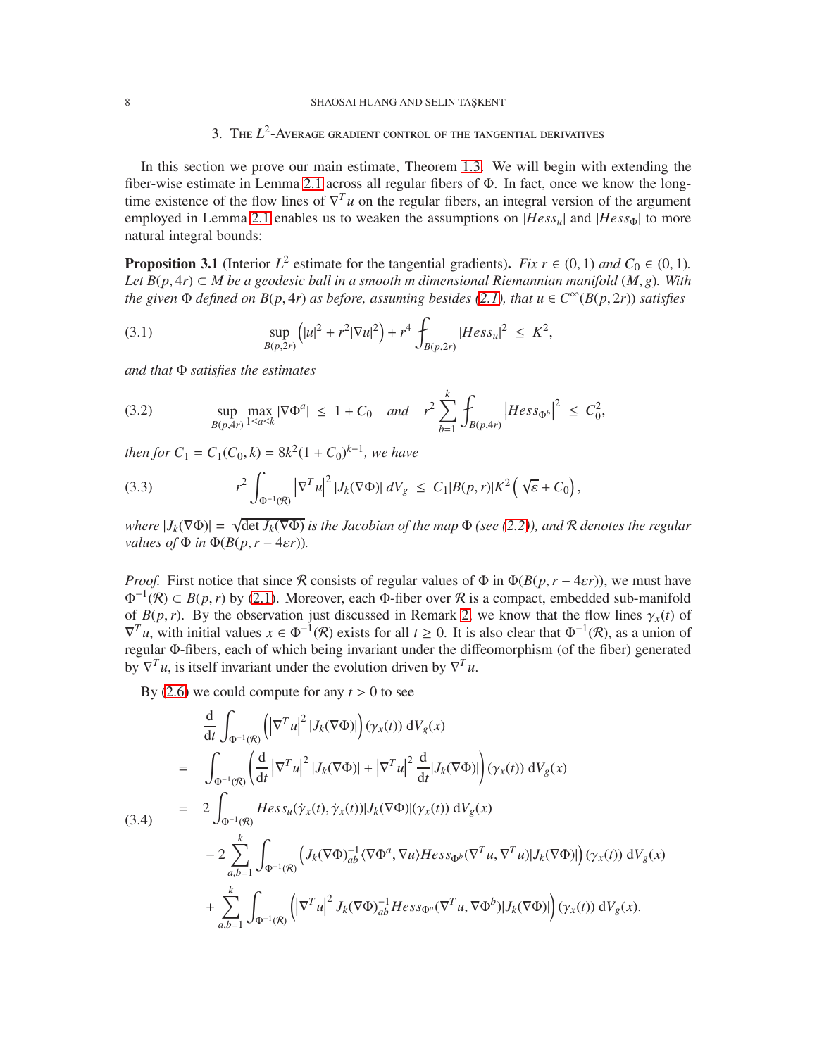## 3. The $L^2$-Average gradient control of the tangential derivatives

In this section we prove our main estimate, Theorem 1.3. We will begin with extending the fiber-wise estimate in Lemma 2.1 across all regular fibers of $\Phi$. In fact, once we know the long-time existence of the flow lines of $\nabla^T u$ on the regular fibers, an integral version of the argument employed in Lemma 2.1 enables us to weaken the assumptions on $|Hess_u|$ and $|Hess_\Phi|$ to more natural integral bounds:

**Proposition 3.1** (Interior $L^2$ estimate for the tangential gradients)**.** *Fix $r \in (0, 1)$ and $C_0 \in (0, 1)$. Let $B(p, 4r) \subset M$ be a geodesic ball in a smooth $m$ dimensional Riemannian manifold $(M, g)$. With the given $\Phi$ defined on $B(p, 4r)$ as before, assuming besides (2.1), that $u \in C^\infty(B(p, 2r))$ satisfies*

$$
\sup_{B(p,2r)} \left(|u|^2 + r^2|\nabla u|^2\right) + r^4 \fint_{B(p,2r)} |Hess_u|^2 \;\leq\; K^2, \tag{3.1}
$$

*and that $\Phi$ satisfies the estimates*

$$
\sup_{B(p,4r)} \max_{1\leq a\leq k} |\nabla \Phi^a| \;\leq\; 1 + C_0 \quad \text{and} \quad r^2 \sum_{b=1}^{k} \fint_{B(p,4r)} \left|Hess_{\Phi^b}\right|^2 \;\leq\; C_0^2, \tag{3.2}
$$

*then for $C_1 = C_1(C_0, k) = 8k^2(1 + C_0)^{k-1}$, we have*

$$
r^2 \int_{\Phi^{-1}(\mathcal{R})} \left|\nabla^T u\right|^2 |J_k(\nabla\Phi)| \, dV_g \;\leq\; C_1 |B(p, r)| K^2 \left(\sqrt{\varepsilon} + C_0\right), \tag{3.3}
$$

*where $|J_k(\nabla\Phi)| = \sqrt{\det J_k(\nabla\Phi)}$ is the Jacobian of the map $\Phi$ (see (2.2)), and $\mathcal{R}$ denotes the regular values of $\Phi$ in $\Phi(B(p, r - 4\varepsilon r))$.*

*Proof.* First notice that since $\mathcal{R}$ consists of regular values of $\Phi$ in $\Phi(B(p, r - 4\varepsilon r))$, we must have $\Phi^{-1}(\mathcal{R}) \subset B(p, r)$ by (2.1). Moreover, each $\Phi$-fiber over $\mathcal{R}$ is a compact, embedded sub-manifold of $B(p, r)$. By the observation just discussed in Remark 2, we know that the flow lines $\gamma_x(t)$ of $\nabla^T u$, with initial values $x \in \Phi^{-1}(\mathcal{R})$ exists for all $t \geq 0$. It is also clear that $\Phi^{-1}(\mathcal{R})$, as a union of regular $\Phi$-fibers, each of which being invariant under the diffeomorphism (of the fiber) generated by $\nabla^T u$, is itself invariant under the evolution driven by $\nabla^T u$.

By (2.6) we could compute for any $t > 0$ to see

$$
\begin{aligned}
&\frac{\mathrm{d}}{\mathrm{d}t} \int_{\Phi^{-1}(\mathcal{R})} \left(\left|\nabla^T u\right|^2 |J_k(\nabla\Phi)|\right)(\gamma_x(t)) \, \mathrm{d}V_g(x) \\
= \;& \int_{\Phi^{-1}(\mathcal{R})} \left(\frac{\mathrm{d}}{\mathrm{d}t}\left|\nabla^T u\right|^2 |J_k(\nabla\Phi)| + \left|\nabla^T u\right|^2 \frac{\mathrm{d}}{\mathrm{d}t}|J_k(\nabla\Phi)|\right)(\gamma_x(t)) \, \mathrm{d}V_g(x) \\
= \;& 2\int_{\Phi^{-1}(\mathcal{R})} Hess_u(\dot\gamma_x(t), \dot\gamma_x(t)) |J_k(\nabla\Phi)|(\gamma_x(t)) \, \mathrm{d}V_g(x) \\
& - 2\sum_{a,b=1}^{k} \int_{\Phi^{-1}(\mathcal{R})} \left(J_k(\nabla\Phi)^{-1}_{ab} \langle \nabla\Phi^a, \nabla u\rangle Hess_{\Phi^b}(\nabla^T u, \nabla^T u) |J_k(\nabla\Phi)|\right)(\gamma_x(t)) \, \mathrm{d}V_g(x) \\
& + \sum_{a,b=1}^{k} \int_{\Phi^{-1}(\mathcal{R})} \left(\left|\nabla^T u\right|^2 J_k(\nabla\Phi)^{-1}_{ab} Hess_{\Phi^a}(\nabla^T u, \nabla\Phi^b) |J_k(\nabla\Phi)|\right)(\gamma_x(t)) \, \mathrm{d}V_g(x).
\end{aligned} \tag{3.4}
$$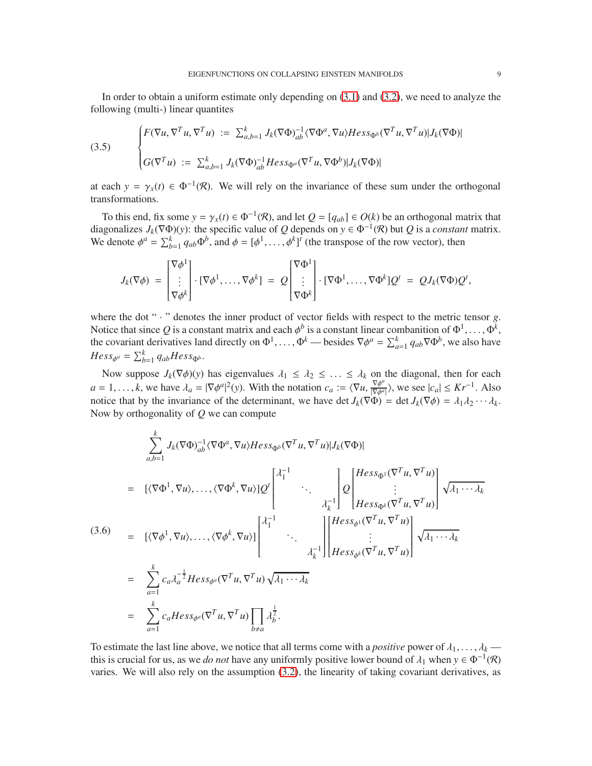In order to obtain a uniform estimate only depending on (3.1) and (3.2), we need to analyze the following (multi-) linear quantites

$$
\begin{cases}
F(\nabla u, \nabla^T u, \nabla^T u) \ := \ \sum_{a,b=1}^k J_k(\nabla\Phi)^{-1}_{ab}\langle \nabla\Phi^a, \nabla u\rangle Hess_{\Phi^b}(\nabla^T u, \nabla^T u)|J_k(\nabla\Phi)| \\
\\
G(\nabla^T u) \ := \ \sum_{a,b=1}^k J_k(\nabla\Phi)^{-1}_{ab} Hess_{\Phi^a}(\nabla^T u, \nabla\Phi^b)|J_k(\nabla\Phi)|
\end{cases}
\tag{3.5}
$$

at each $y = \gamma_x(t) \in \Phi^{-1}(\mathcal{R})$. We will rely on the invariance of these sum under the orthogonal transformations.

To this end, fix some $y = \gamma_x(t) \in \Phi^{-1}(\mathcal{R})$, and let $Q = [q_{ab}] \in O(k)$ be an orthogonal matrix that diagonalizes $J_k(\nabla\Phi)(y)$: the specific value of $Q$ depends on $y \in \Phi^{-1}(\mathcal{R})$ but $Q$ is a *constant* matrix. We denote $\phi^a = \sum_{b=1}^k q_{ab}\Phi^b$, and $\phi = [\phi^1, \dots, \phi^k]^t$ (the transpose of the row vector), then

$$
J_k(\nabla\phi) \ = \ \begin{bmatrix} \nabla\phi^1 \\ \vdots \\ \nabla\phi^k \end{bmatrix} \cdot [\nabla\phi^1, \dots, \nabla\phi^k] \ = \ Q \begin{bmatrix} \nabla\Phi^1 \\ \vdots \\ \nabla\Phi^k \end{bmatrix} \cdot [\nabla\Phi^1, \dots, \nabla\Phi^k] Q^t \ = \ QJ_k(\nabla\Phi)Q^t,
$$

where the dot " $\cdot$ " denotes the inner product of vector fields with respect to the metric tensor $g$. Notice that since $Q$ is a constant matrix and each $\phi^b$ is a constant linear combanition of $\Phi^1, \dots, \Phi^k$, the covariant derivatives land directly on $\Phi^1, \dots, \Phi^k$ — besides $\nabla\phi^a = \sum_{a=1}^k q_{ab}\nabla\Phi^b$, we also have $Hess_{\phi^a} = \sum_{b=1}^k q_{ab} Hess_{\Phi^b}$.

Now suppose $J_k(\nabla\phi)(y)$ has eigenvalues $\lambda_1 \le \lambda_2 \le \dots \le \lambda_k$ on the diagonal, then for each $a = 1, \dots, k$, we have $\lambda_a = |\nabla\phi^a|^2(y)$. With the notation $c_a := \langle \nabla u, \frac{\nabla\phi^a}{|\nabla\phi^a|}\rangle$, we see $|c_a| \le Kr^{-1}$. Also notice that by the invariance of the determinant, we have $\det J_k(\nabla\Phi) = \det J_k(\nabla\phi) = \lambda_1\lambda_2\cdots\lambda_k$. Now by orthogonality of $Q$ we can compute

$$
\begin{aligned}
& \sum_{a,b=1}^k J_k(\nabla\Phi)^{-1}_{ab}\langle \nabla\Phi^a, \nabla u\rangle Hess_{\Phi^b}(\nabla^T u, \nabla^T u)|J_k(\nabla\Phi)| \\
= \ & [\langle \nabla\Phi^1, \nabla u\rangle, \dots, \langle \nabla\Phi^k, \nabla u\rangle] Q^t \begin{bmatrix} \lambda_1^{-1} & & \\ & \ddots & \\ & & \lambda_k^{-1} \end{bmatrix} Q \begin{bmatrix} Hess_{\Phi^1}(\nabla^T u, \nabla^T u) \\ \vdots \\ Hess_{\Phi^k}(\nabla^T u, \nabla^T u) \end{bmatrix} \sqrt{\lambda_1\cdots\lambda_k} \\
= \ & [\langle \nabla\phi^1, \nabla u\rangle, \dots, \langle \nabla\phi^k, \nabla u\rangle] \begin{bmatrix} \lambda_1^{-1} & & \\ & \ddots & \\ & & \lambda_k^{-1} \end{bmatrix} \begin{bmatrix} Hess_{\phi^1}(\nabla^T u, \nabla^T u) \\ \vdots \\ Hess_{\phi^k}(\nabla^T u, \nabla^T u) \end{bmatrix} \sqrt{\lambda_1\cdots\lambda_k} \\
= \ & \sum_{a=1}^k c_a \lambda_a^{-\frac{1}{2}} Hess_{\phi^a}(\nabla^T u, \nabla^T u)\sqrt{\lambda_1\cdots\lambda_k} \\
= \ & \sum_{a=1}^k c_a Hess_{\phi^a}(\nabla^T u, \nabla^T u)\prod_{b\neq a}\lambda_b^{\frac{1}{2}}.
\end{aligned}
\tag{3.6}
$$

To estimate the last line above, we notice that all terms come with a *positive* power of $\lambda_1, \dots, \lambda_k$ — this is crucial for us, as we *do not* have any uniformly positive lower bound of $\lambda_1$ when $y \in \Phi^{-1}(\mathcal{R})$ varies. We will also rely on the assumption (3.2), the linearity of taking covariant derivatives, as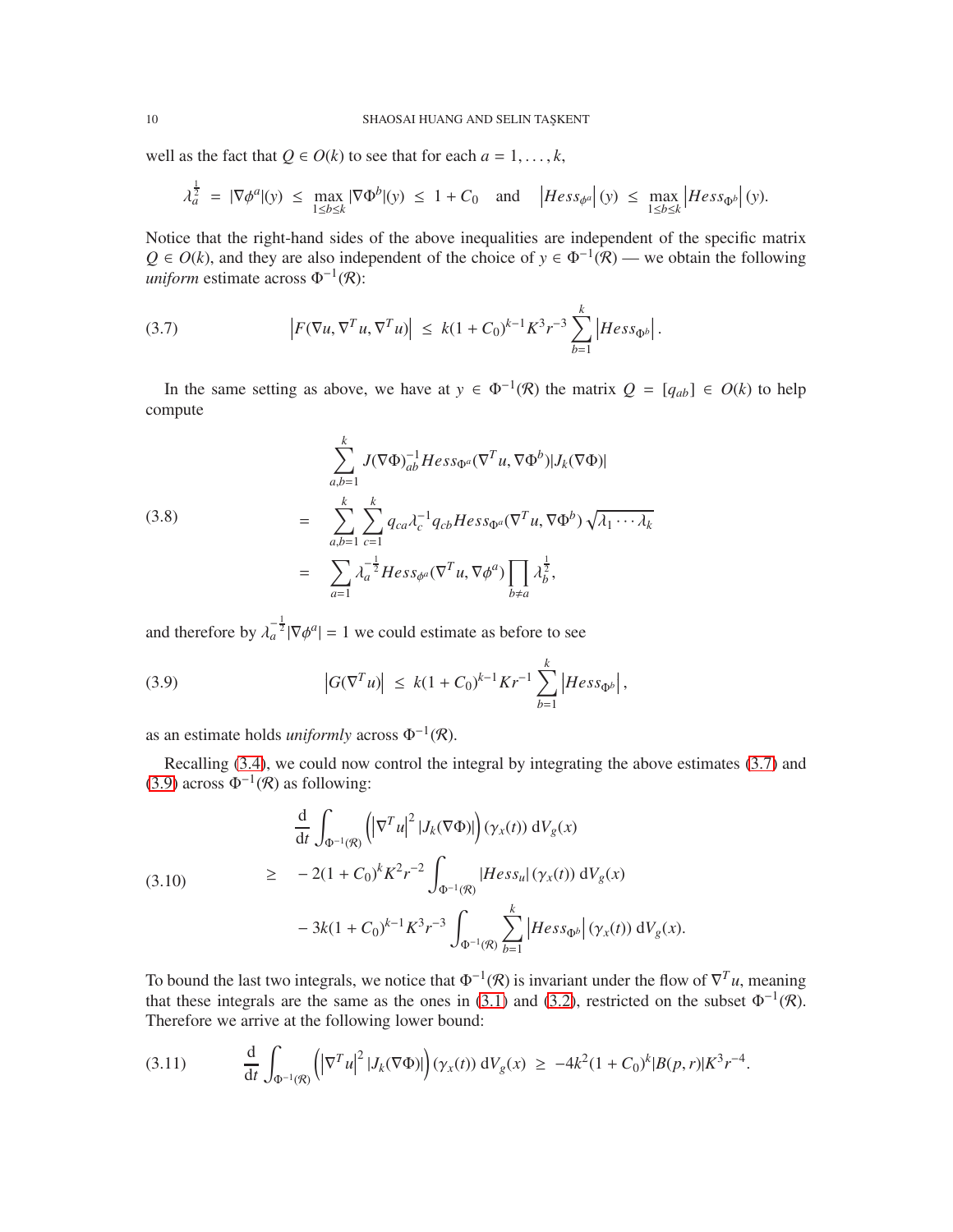well as the fact that $Q \in O(k)$ to see that for each $a = 1, \ldots, k$,

$$\lambda_a^{\frac{1}{2}} \;=\; |\nabla \phi^a|(y) \;\leq\; \max_{1\leq b\leq k} |\nabla \Phi^b|(y) \;\leq\; 1 + C_0 \quad \text{and} \quad \left|Hess_{\phi^a}\right|(y) \;\leq\; \max_{1\leq b\leq k} \left|Hess_{\Phi^b}\right|(y).$$

Notice that the right-hand sides of the above inequalities are independent of the specific matrix $Q \in O(k)$, and they are also independent of the choice of $y \in \Phi^{-1}(\mathcal{R})$ — we obtain the following *uniform* estimate across $\Phi^{-1}(\mathcal{R})$:

$$\left|F(\nabla u, \nabla^T u, \nabla^T u)\right| \;\leq\; k(1 + C_0)^{k-1} K^3 r^{-3} \sum_{b=1}^{k} \left|Hess_{\Phi^b}\right|. \tag{3.7}$$

In the same setting as above, we have at $y \in \Phi^{-1}(\mathcal{R})$ the matrix $Q = [q_{ab}] \in O(k)$ to help compute

$$\begin{aligned}
&\sum_{a,b=1}^{k} J(\nabla\Phi)^{-1}_{ab} Hess_{\Phi^a}(\nabla^T u, \nabla \Phi^b) |J_k(\nabla\Phi)| \\
=\;& \sum_{a,b=1}^{k} \sum_{c=1}^{k} q_{ca} \lambda_c^{-1} q_{cb} Hess_{\Phi^a}(\nabla^T u, \nabla \Phi^b) \sqrt{\lambda_1 \cdots \lambda_k} \\
=\;& \sum_{a=1} \lambda_a^{-\frac{1}{2}} Hess_{\phi^a}(\nabla^T u, \nabla \phi^a) \prod_{b\neq a} \lambda_b^{\frac{1}{2}},
\end{aligned} \tag{3.8}$$

and therefore by $\lambda_a^{-\frac{1}{2}} |\nabla \phi^a| = 1$ we could estimate as before to see

$$\left|G(\nabla^T u)\right| \;\leq\; k(1 + C_0)^{k-1} K r^{-1} \sum_{b=1}^{k} \left|Hess_{\Phi^b}\right|, \tag{3.9}$$

as an estimate holds *uniformly* across $\Phi^{-1}(\mathcal{R})$.

Recalling (3.4), we could now control the integral by integrating the above estimates (3.7) and (3.9) across $\Phi^{-1}(\mathcal{R})$ as following:

$$\begin{aligned}
&\frac{\mathrm{d}}{\mathrm{d}t} \int_{\Phi^{-1}(\mathcal{R})} \left( \left|\nabla^T u\right|^2 |J_k(\nabla\Phi)| \right)(\gamma_x(t)) \,\mathrm{d}V_g(x) \\
\geq\;& -2(1 + C_0)^k K^2 r^{-2} \int_{\Phi^{-1}(\mathcal{R})} |Hess_u|(\gamma_x(t)) \,\mathrm{d}V_g(x) \\
&- 3k(1 + C_0)^{k-1} K^3 r^{-3} \int_{\Phi^{-1}(\mathcal{R})} \sum_{b=1}^{k} \left|Hess_{\Phi^b}\right|(\gamma_x(t)) \,\mathrm{d}V_g(x).
\end{aligned} \tag{3.10}$$

To bound the last two integrals, we notice that $\Phi^{-1}(\mathcal{R})$ is invariant under the flow of $\nabla^T u$, meaning that these integrals are the same as the ones in (3.1) and (3.2), restricted on the subset $\Phi^{-1}(\mathcal{R})$. Therefore we arrive at the following lower bound:

$$\frac{\mathrm{d}}{\mathrm{d}t} \int_{\Phi^{-1}(\mathcal{R})} \left( \left|\nabla^T u\right|^2 |J_k(\nabla\Phi)| \right)(\gamma_x(t)) \,\mathrm{d}V_g(x) \;\geq\; -4k^2(1 + C_0)^k |B(p, r)| K^3 r^{-4}. \tag{3.11}$$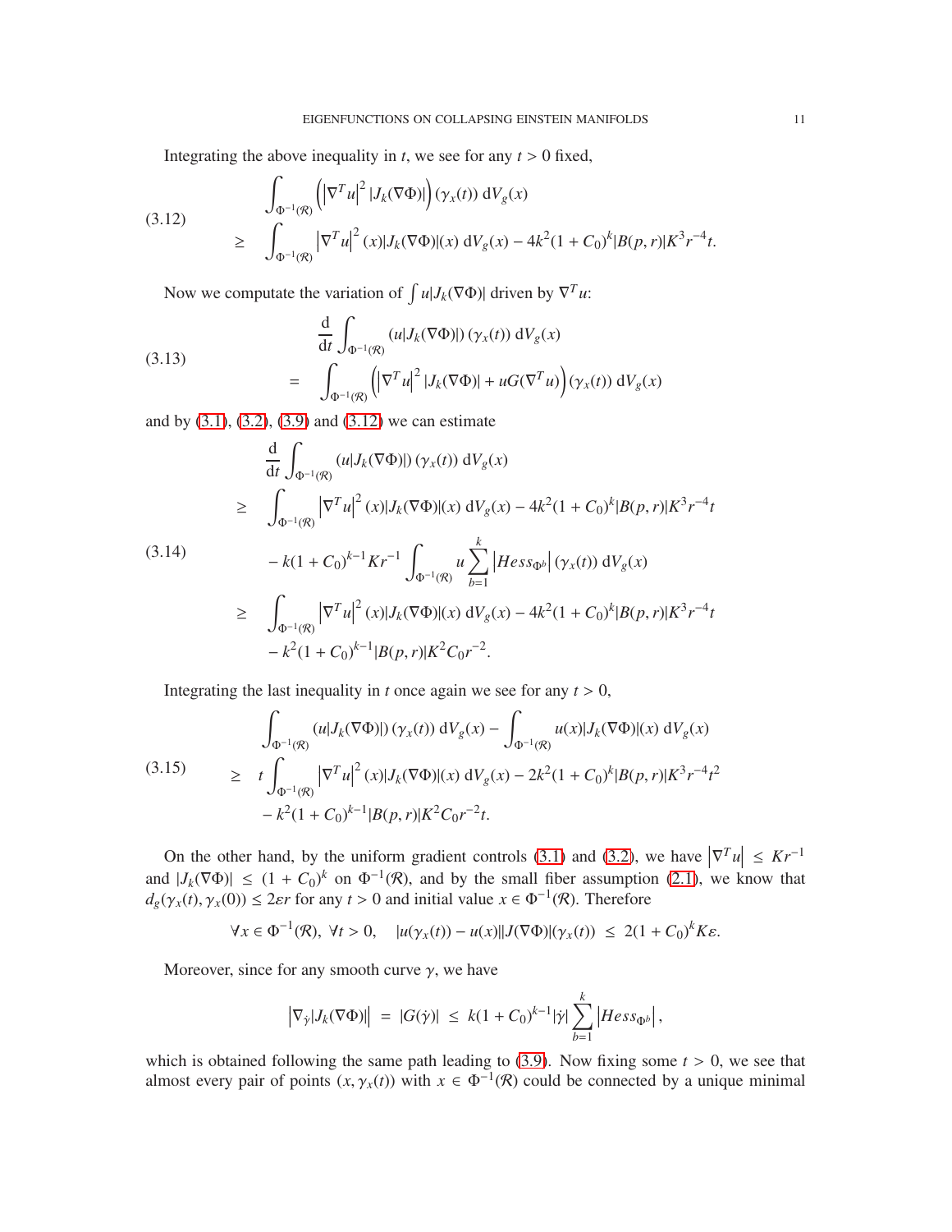Integrating the above inequality in $t$, we see for any $t > 0$ fixed,

$$
\begin{aligned}
&\int_{\Phi^{-1}(\mathcal{R})} \left( \left|\nabla^T u\right|^2 |J_k(\nabla\Phi)| \right)(\gamma_x(t)) \, \mathrm{d}V_g(x) \\
\geq \quad & \int_{\Phi^{-1}(\mathcal{R})} \left|\nabla^T u\right|^2 (x) |J_k(\nabla\Phi)|(x) \, \mathrm{d}V_g(x) - 4k^2(1+C_0)^k |B(p,r)| K^3 r^{-4} t.
\end{aligned} \tag{3.12}
$$

Now we compute the variation of $\int u|J_k(\nabla\Phi)|$ driven by $\nabla^T u$:

$$
\begin{aligned}
&\frac{\mathrm{d}}{\mathrm{d}t} \int_{\Phi^{-1}(\mathcal{R})} \left( u|J_k(\nabla\Phi)| \right)(\gamma_x(t)) \, \mathrm{d}V_g(x) \\
= \quad & \int_{\Phi^{-1}(\mathcal{R})} \left( \left|\nabla^T u\right|^2 |J_k(\nabla\Phi)| + uG(\nabla^T u) \right)(\gamma_x(t)) \, \mathrm{d}V_g(x)
\end{aligned} \tag{3.13}
$$

and by (3.1), (3.2), (3.9) and (3.12) we can estimate

$$
\begin{aligned}
&\frac{\mathrm{d}}{\mathrm{d}t} \int_{\Phi^{-1}(\mathcal{R})} \left( u|J_k(\nabla\Phi)| \right)(\gamma_x(t)) \, \mathrm{d}V_g(x) \\
\geq \quad & \int_{\Phi^{-1}(\mathcal{R})} \left|\nabla^T u\right|^2 (x) |J_k(\nabla\Phi)|(x) \, \mathrm{d}V_g(x) - 4k^2(1+C_0)^k |B(p,r)| K^3 r^{-4} t \\
& - k(1+C_0)^{k-1} K r^{-1} \int_{\Phi^{-1}(\mathcal{R})} u \sum_{b=1}^{k} \left| Hess_{\Phi^b} \right| (\gamma_x(t)) \, \mathrm{d}V_g(x) \\
\geq \quad & \int_{\Phi^{-1}(\mathcal{R})} \left|\nabla^T u\right|^2 (x) |J_k(\nabla\Phi)|(x) \, \mathrm{d}V_g(x) - 4k^2(1+C_0)^k |B(p,r)| K^3 r^{-4} t \\
& - k^2(1+C_0)^{k-1} |B(p,r)| K^2 C_0 r^{-2}.
\end{aligned} \tag{3.14}
$$

Integrating the last inequality in $t$ once again we see for any $t > 0$,

$$
\begin{aligned}
&\int_{\Phi^{-1}(\mathcal{R})} \left( u|J_k(\nabla\Phi)| \right)(\gamma_x(t)) \, \mathrm{d}V_g(x) - \int_{\Phi^{-1}(\mathcal{R})} u(x) |J_k(\nabla\Phi)|(x) \, \mathrm{d}V_g(x) \\
\geq \quad & t \int_{\Phi^{-1}(\mathcal{R})} \left|\nabla^T u\right|^2 (x) |J_k(\nabla\Phi)|(x) \, \mathrm{d}V_g(x) - 2k^2(1+C_0)^k |B(p,r)| K^3 r^{-4} t^2 \\
& - k^2(1+C_0)^{k-1} |B(p,r)| K^2 C_0 r^{-2} t.
\end{aligned} \tag{3.15}
$$

On the other hand, by the uniform gradient controls (3.1) and (3.2), we have $\left|\nabla^T u\right| \leq K r^{-1}$ and $|J_k(\nabla\Phi)| \leq (1+C_0)^k$ on $\Phi^{-1}(\mathcal{R})$, and by the small fiber assumption (2.1), we know that $d_g(\gamma_x(t), \gamma_x(0)) \leq 2\varepsilon r$ for any $t > 0$ and initial value $x \in \Phi^{-1}(\mathcal{R})$. Therefore

$$
\forall x \in \Phi^{-1}(\mathcal{R}), \ \forall t > 0, \quad |u(\gamma_x(t)) - u(x)||J(\nabla\Phi)|(\gamma_x(t)) \ \leq \ 2(1+C_0)^k K \varepsilon.
$$

Moreover, since for any smooth curve $\gamma$, we have

$$
\left| \nabla_{\dot{\gamma}} |J_k(\nabla\Phi)| \right| \ = \ |G(\dot{\gamma})| \ \leq \ k(1+C_0)^{k-1} |\dot{\gamma}| \sum_{b=1}^{k} \left| Hess_{\Phi^b} \right|,
$$

which is obtained following the same path leading to (3.9). Now fixing some $t > 0$, we see that almost every pair of points $(x, \gamma_x(t))$ with $x \in \Phi^{-1}(\mathcal{R})$ could be connected by a unique minimal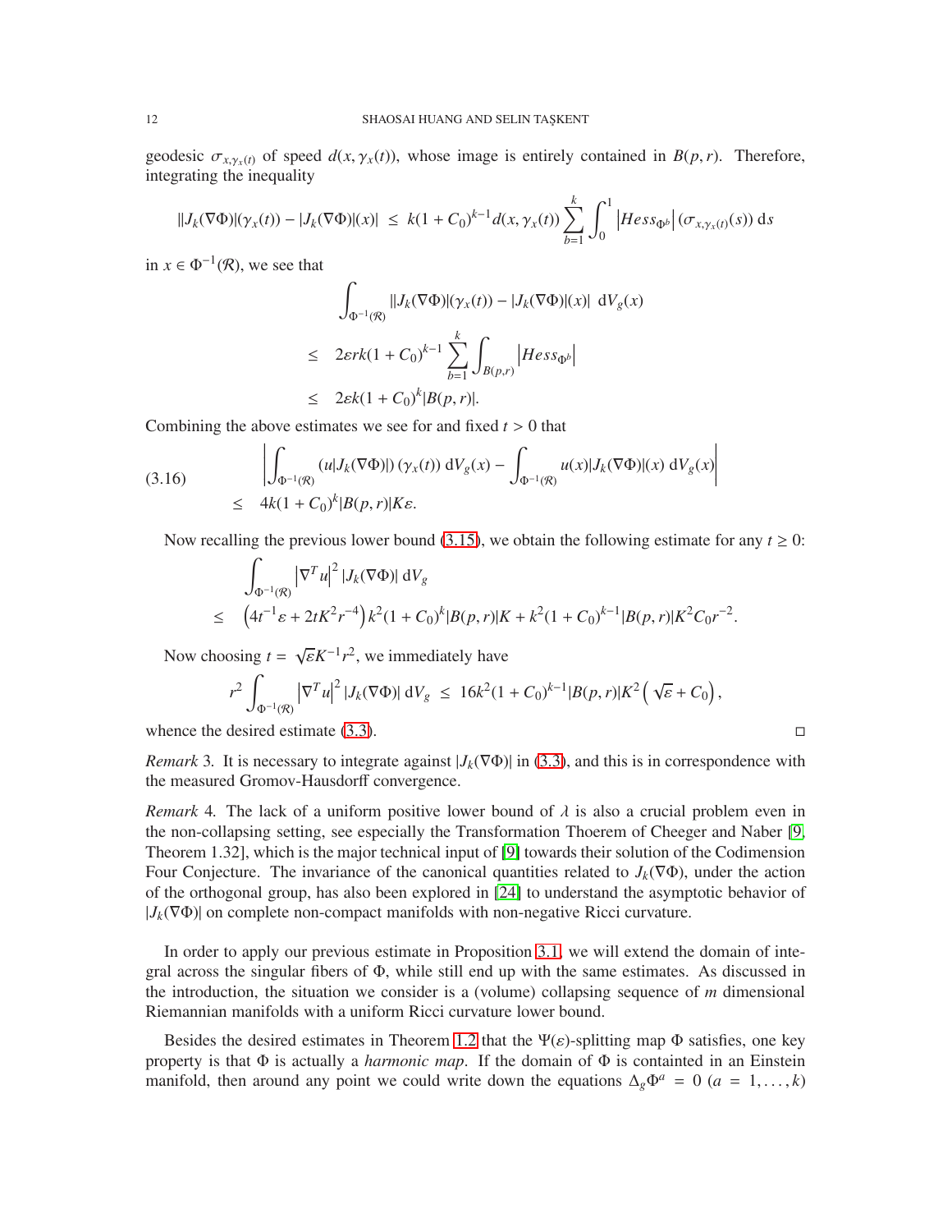geodesic $\sigma_{x,\gamma_x(t)}$ of speed $d(x,\gamma_x(t))$, whose image is entirely contained in $B(p,r)$. Therefore, integrating the inequality

$$
||J_k(\nabla\Phi)|(\gamma_x(t)) - |J_k(\nabla\Phi)|(x)| \;\le\; k(1+C_0)^{k-1} d(x,\gamma_x(t)) \sum_{b=1}^{k} \int_0^1 \left|Hess_{\Phi^b}\right| (\sigma_{x,\gamma_x(t)}(s))\, \mathrm{d}s
$$

in $x \in \Phi^{-1}(\mathcal{R})$, we see that

$$
\begin{aligned}
&\int_{\Phi^{-1}(\mathcal{R})} ||J_k(\nabla\Phi)|(\gamma_x(t)) - |J_k(\nabla\Phi)|(x)| \;\mathrm{d}V_g(x) \\
\le\;& 2\varepsilon r k(1+C_0)^{k-1} \sum_{b=1}^{k} \int_{B(p,r)} \left|Hess_{\Phi^b}\right| \\
\le\;& 2\varepsilon k(1+C_0)^k |B(p,r)|.
\end{aligned}
$$

Combining the above estimates we see for and fixed $t > 0$ that

$$
\begin{aligned}
&\left| \int_{\Phi^{-1}(\mathcal{R})} (u|J_k(\nabla\Phi)|)(\gamma_x(t))\, \mathrm{d}V_g(x) - \int_{\Phi^{-1}(\mathcal{R})} u(x)|J_k(\nabla\Phi)|(x)\, \mathrm{d}V_g(x) \right| \\
\le\;& 4k(1+C_0)^k |B(p,r)| K\varepsilon.
\end{aligned}
\tag{3.16}
$$

Now recalling the previous lower bound (3.15), we obtain the following estimate for any $t \ge 0$:

$$
\begin{aligned}
&\int_{\Phi^{-1}(\mathcal{R})} \left|\nabla^T u\right|^2 |J_k(\nabla\Phi)|\, \mathrm{d}V_g \\
\le\;& \left(4t^{-1}\varepsilon + 2tK^2 r^{-4}\right) k^2(1+C_0)^k |B(p,r)| K + k^2(1+C_0)^{k-1} |B(p,r)| K^2 C_0 r^{-2}.
\end{aligned}
$$

Now choosing $t = \sqrt{\varepsilon} K^{-1} r^2$, we immediately have

$$
r^2 \int_{\Phi^{-1}(\mathcal{R})} \left|\nabla^T u\right|^2 |J_k(\nabla\Phi)|\, \mathrm{d}V_g \;\le\; 16k^2(1+C_0)^{k-1} |B(p,r)| K^2 \left(\sqrt{\varepsilon} + C_0\right),
$$

whence the desired estimate (3.3). □

*Remark* 3. It is necessary to integrate against $|J_k(\nabla\Phi)|$ in (3.3), and this is in correspondence with the measured Gromov-Hausdorff convergence.

*Remark* 4. The lack of a uniform positive lower bound of $\lambda$ is also a crucial problem even in the non-collapsing setting, see especially the Transformation Theorem of Cheeger and Naber [9, Theorem 1.32], which is the major technical input of [9] towards their solution of the Codimension Four Conjecture. The invariance of the canonical quantities related to $J_k(\nabla\Phi)$, under the action of the orthogonal group, has also been explored in [24] to understand the asymptotic behavior of $|J_k(\nabla\Phi)|$ on complete non-compact manifolds with non-negative Ricci curvature.

In order to apply our previous estimate in Proposition 3.1, we will extend the domain of integral across the singular fibers of $\Phi$, while still end up with the same estimates. As discussed in the introduction, the situation we consider is a (volume) collapsing sequence of $m$ dimensional Riemannian manifolds with a uniform Ricci curvature lower bound.

Besides the desired estimates in Theorem 1.2 that the $\Psi(\varepsilon)$-splitting map $\Phi$ satisfies, one key property is that $\Phi$ is actually a *harmonic map*. If the domain of $\Phi$ is containted in an Einstein manifold, then around any point we could write down the equations $\Delta_g \Phi^a = 0$ ($a = 1, \ldots, k$)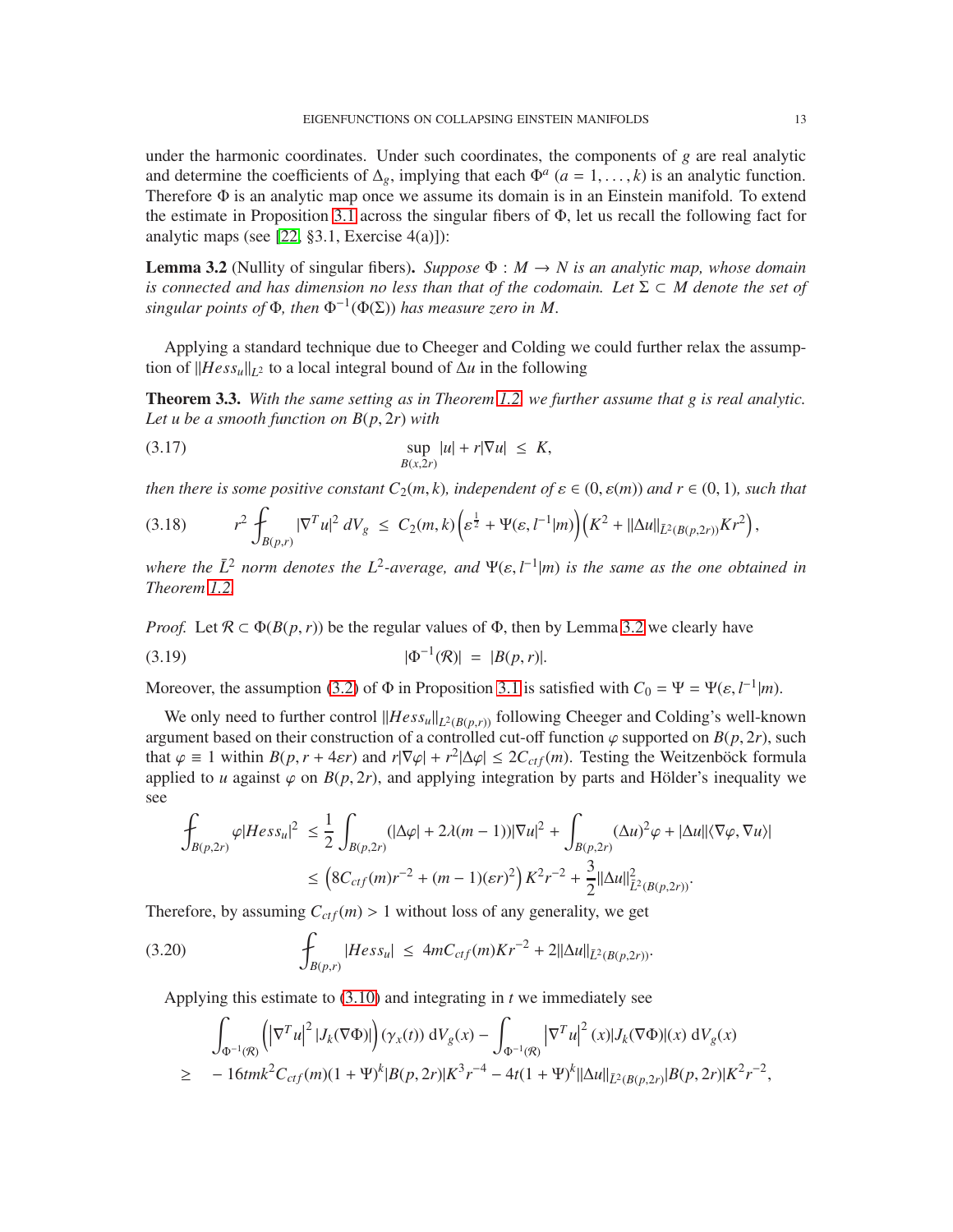under the harmonic coordinates. Under such coordinates, the components of $g$ are real analytic and determine the coefficients of $\Delta_g$, implying that each $\Phi^a$ ($a = 1, \ldots, k$) is an analytic function. Therefore $\Phi$ is an analytic map once we assume its domain is in an Einstein manifold. To extend the estimate in Proposition 3.1 across the singular fibers of $\Phi$, let us recall the following fact for analytic maps (see [22, §3.1, Exercise 4(a)]):

**Lemma 3.2** (Nullity of singular fibers)**.** *Suppose $\Phi : M \to N$ is an analytic map, whose domain is connected and has dimension no less than that of the codomain. Let $\Sigma \subset M$ denote the set of singular points of $\Phi$, then $\Phi^{-1}(\Phi(\Sigma))$ has measure zero in $M$.*

Applying a standard technique due to Cheeger and Colding we could further relax the assumption of $\|Hess_u\|_{L^2}$ to a local integral bound of $\Delta u$ in the following

**Theorem 3.3.** *With the same setting as in Theorem 1.2, we further assume that $g$ is real analytic. Let $u$ be a smooth function on $B(p, 2r)$ with*

$$\sup_{B(x,2r)} |u| + r|\nabla u| \;\leq\; K, \tag{3.17}$$

*then there is some positive constant $C_2(m, k)$, independent of $\varepsilon \in (0, \varepsilon(m))$ and $r \in (0, 1)$, such that*

$$r^2 \fint_{B(p,r)} |\nabla^T u|^2 \, dV_g \;\leq\; C_2(m, k)\left(\varepsilon^{\frac{1}{2}} + \Psi(\varepsilon, l^{-1}|m)\right)\left(K^2 + \|\Delta u\|_{\bar{L}^2(B(p,2r))} K r^2\right), \tag{3.18}$$

*where the $\bar{L}^2$ norm denotes the $L^2$-average, and $\Psi(\varepsilon, l^{-1}|m)$ is the same as the one obtained in Theorem 1.2.*

*Proof.* Let $\mathcal{R} \subset \Phi(B(p, r))$ be the regular values of $\Phi$, then by Lemma 3.2 we clearly have

$$|\Phi^{-1}(\mathcal{R})| \;=\; |B(p, r)|. \tag{3.19}$$

Moreover, the assumption (3.2) of $\Phi$ in Proposition 3.1 is satisfied with $C_0 = \Psi = \Psi(\varepsilon, l^{-1}|m)$.

We only need to further control $\|Hess_u\|_{L^2(B(p,r))}$ following Cheeger and Colding's well-known argument based on their construction of a controlled cut-off function $\varphi$ supported on $B(p, 2r)$, such that $\varphi \equiv 1$ within $B(p, r + 4\varepsilon r)$ and $r|\nabla\varphi| + r^2|\Delta\varphi| \leq 2C_{ctf}(m)$. Testing the Weitzenböck formula applied to $u$ against $\varphi$ on $B(p, 2r)$, and applying integration by parts and Hölder's inequality we see

$$\begin{aligned}
\fint_{B(p,2r)} \varphi|Hess_u|^2 \;&\leq \frac{1}{2}\int_{B(p,2r)} (|\Delta\varphi| + 2\lambda(m-1))|\nabla u|^2 + \int_{B(p,2r)} (\Delta u)^2\varphi + |\Delta u||\langle\nabla\varphi, \nabla u\rangle| \\
&\leq \left(8C_{ctf}(m)r^{-2} + (m-1)(\varepsilon r)^2\right) K^2 r^{-2} + \frac{3}{2}\|\Delta u\|^2_{\bar{L}^2(B(p,2r))}.
\end{aligned}$$

Therefore, by assuming $C_{ctf}(m) > 1$ without loss of any generality, we get

$$\fint_{B(p,r)} |Hess_u| \;\leq\; 4mC_{ctf}(m)Kr^{-2} + 2\|\Delta u\|_{\bar{L}^2(B(p,2r))}. \tag{3.20}$$

Applying this estimate to (3.10) and integrating in $t$ we immediately see

$$\begin{aligned}
&\int_{\Phi^{-1}(\mathcal{R})} \left(\left|\nabla^T u\right|^2 |J_k(\nabla\Phi)|\right)(\gamma_x(t)) \, dV_g(x) - \int_{\Phi^{-1}(\mathcal{R})} \left|\nabla^T u\right|^2(x)|J_k(\nabla\Phi)|(x) \, dV_g(x) \\
\geq\quad & -16tmk^2 C_{ctf}(m)(1+\Psi)^k |B(p, 2r)| K^3 r^{-4} - 4t(1+\Psi)^k \|\Delta u\|_{\bar{L}^2(B(p,2r))} |B(p, 2r)| K^2 r^{-2},
\end{aligned}$$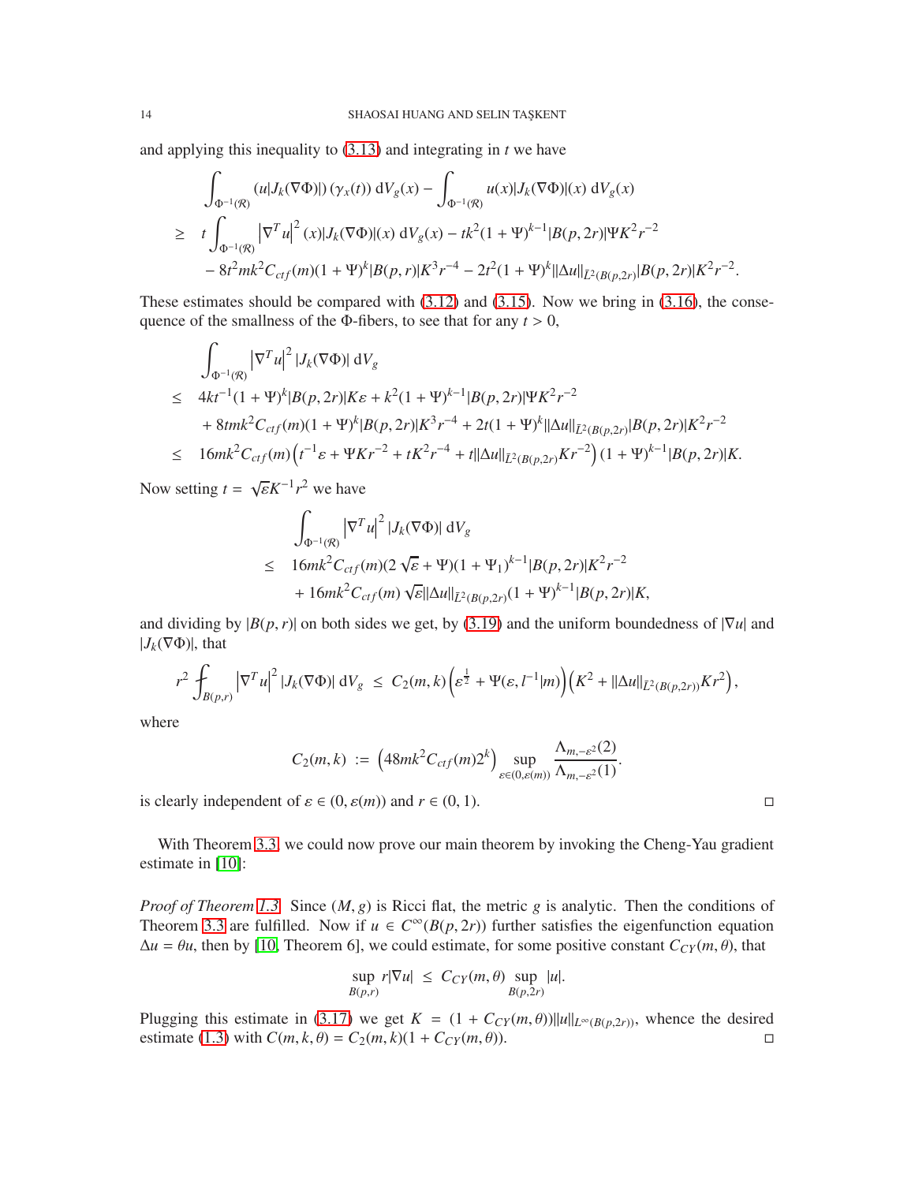and applying this inequality to (3.13) and integrating in $t$ we have

$$
\begin{aligned}
&\int_{\Phi^{-1}(\mathcal{R})} (u|J_k(\nabla\Phi)|)(\gamma_x(t))\, \mathrm{d}V_g(x) - \int_{\Phi^{-1}(\mathcal{R})} u(x)|J_k(\nabla\Phi)|(x)\, \mathrm{d}V_g(x) \\
\geq\ & t\int_{\Phi^{-1}(\mathcal{R})} \left|\nabla^T u\right|^2(x)|J_k(\nabla\Phi)|(x)\, \mathrm{d}V_g(x) - tk^2(1+\Psi)^{k-1}|B(p,2r)|\Psi K^2 r^{-2} \\
&- 8t^2 mk^2 C_{ctf}(m)(1+\Psi)^k|B(p,r)|K^3 r^{-4} - 2t^2(1+\Psi)^k\|\Delta u\|_{\bar{L}^2(B(p,2r))}|B(p,2r)|K^2 r^{-2}.
\end{aligned}
$$

These estimates should be compared with (3.12) and (3.15). Now we bring in (3.16), the consequence of the smallness of the $\Phi$-fibers, to see that for any $t > 0$,

$$
\begin{aligned}
&\int_{\Phi^{-1}(\mathcal{R})} \left|\nabla^T u\right|^2 |J_k(\nabla\Phi)|\, \mathrm{d}V_g \\
\leq\ & 4kt^{-1}(1+\Psi)^k|B(p,2r)|K\varepsilon + k^2(1+\Psi)^{k-1}|B(p,2r)|\Psi K^2 r^{-2} \\
&+ 8tmk^2 C_{ctf}(m)(1+\Psi)^k|B(p,2r)|K^3 r^{-4} + 2t(1+\Psi)^k\|\Delta u\|_{\bar{L}^2(B(p,2r))}|B(p,2r)|K^2 r^{-2} \\
\leq\ & 16mk^2 C_{ctf}(m)\left(t^{-1}\varepsilon + \Psi K r^{-2} + tK^2 r^{-4} + t\|\Delta u\|_{\bar{L}^2(B(p,2r))}K r^{-2}\right)(1+\Psi)^{k-1}|B(p,2r)|K.
\end{aligned}
$$

Now setting $t = \sqrt{\varepsilon}K^{-1}r^2$ we have

$$
\begin{aligned}
&\int_{\Phi^{-1}(\mathcal{R})} \left|\nabla^T u\right|^2 |J_k(\nabla\Phi)|\, \mathrm{d}V_g \\
\leq\ & 16mk^2 C_{ctf}(m)(2\sqrt{\varepsilon} + \Psi)(1+\Psi_1)^{k-1}|B(p,2r)|K^2 r^{-2} \\
&+ 16mk^2 C_{ctf}(m)\sqrt{\varepsilon}\|\Delta u\|_{\bar{L}^2(B(p,2r))}(1+\Psi)^{k-1}|B(p,2r)|K,
\end{aligned}
$$

and dividing by $|B(p,r)|$ on both sides we get, by (3.19) and the uniform boundedness of $|\nabla u|$ and $|J_k(\nabla\Phi)|$, that

$$
r^2 \fint_{B(p,r)} \left|\nabla^T u\right|^2 |J_k(\nabla\Phi)|\, \mathrm{d}V_g \ \leq\ C_2(m,k)\left(\varepsilon^{\frac{1}{2}} + \Psi(\varepsilon, l^{-1}|m)\right)\left(K^2 + \|\Delta u\|_{\bar{L}^2(B(p,2r))}Kr^2\right),
$$

where

$$
C_2(m,k) := \left(48mk^2 C_{ctf}(m)2^k\right) \sup_{\varepsilon\in(0,\varepsilon(m))} \frac{\Lambda_{m,-\varepsilon^2}(2)}{\Lambda_{m,-\varepsilon^2}(1)}.
$$

is clearly independent of $\varepsilon \in (0, \varepsilon(m))$ and $r \in (0, 1)$. □

With Theorem 3.3, we could now prove our main theorem by invoking the Cheng-Yau gradient estimate in [10]:

*Proof of Theorem 1.3.* Since $(M, g)$ is Ricci flat, the metric $g$ is analytic. Then the conditions of Theorem 3.3 are fulfilled. Now if $u \in C^\infty(B(p, 2r))$ further satisfies the eigenfunction equation $\Delta u = \theta u$, then by [10, Theorem 6], we could estimate, for some positive constant $C_{CY}(m,\theta)$, that

$$
\sup_{B(p,r)} r|\nabla u| \ \leq\ C_{CY}(m,\theta) \sup_{B(p,2r)} |u|.
$$

Plugging this estimate in (3.17) we get $K = (1 + C_{CY}(m,\theta))\|u\|_{L^\infty(B(p,2r))}$, whence the desired estimate (1.3) with $C(m,k,\theta) = C_2(m,k)(1 + C_{CY}(m,\theta))$. □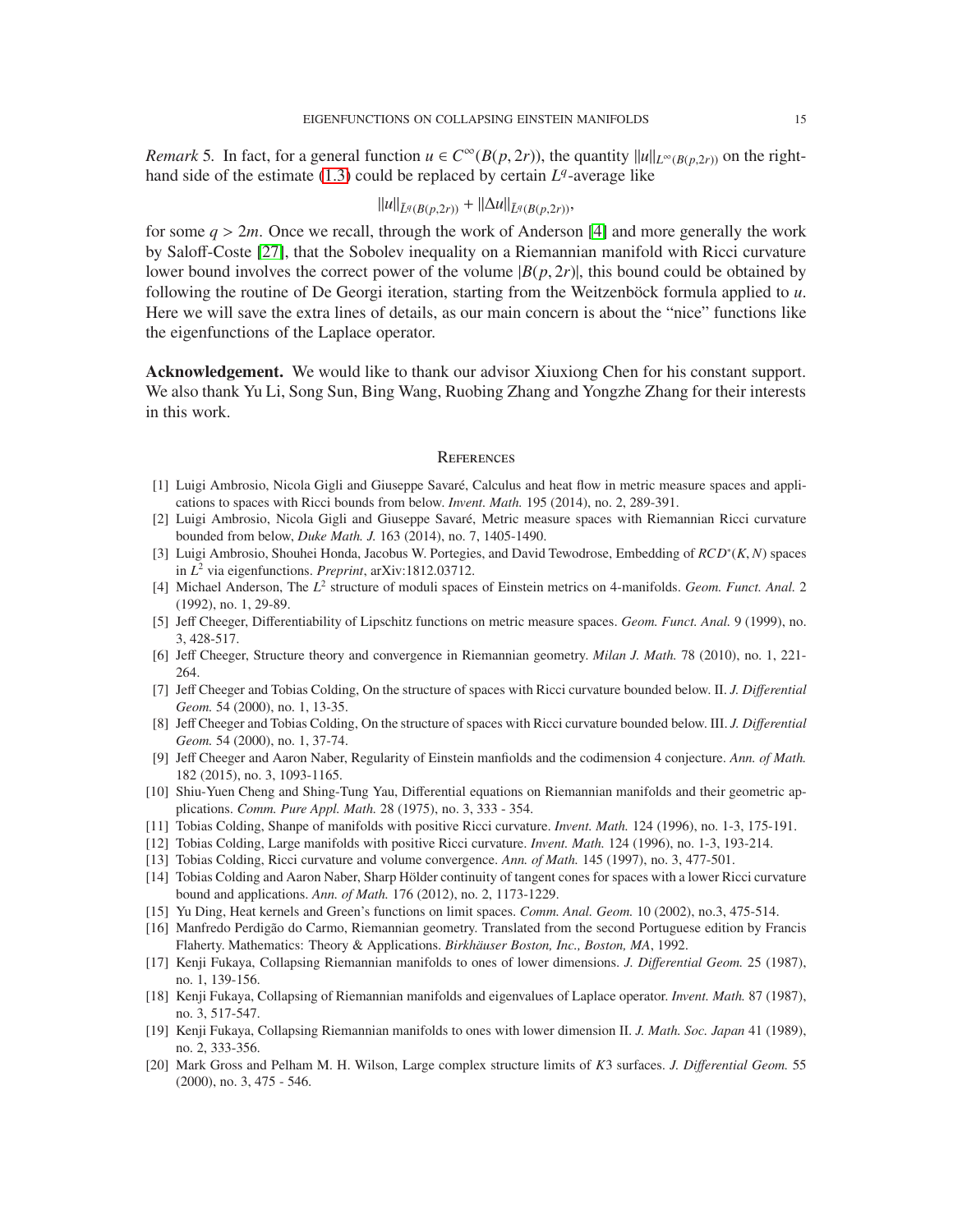*Remark* 5. In fact, for a general function $u \in C^\infty(B(p, 2r))$, the quantity $\|u\|_{L^\infty(B(p,2r))}$ on the right-hand side of the estimate (1.3) could be replaced by certain $L^q$-average like

$$\|u\|_{\bar{L}^q(B(p,2r))} + \|\Delta u\|_{\bar{L}^q(B(p,2r))},$$

for some $q > 2m$. Once we recall, through the work of Anderson [4] and more generally the work by Saloff-Coste [27], that the Sobolev inequality on a Riemannian manifold with Ricci curvature lower bound involves the correct power of the volume $|B(p, 2r)|$, this bound could be obtained by following the routine of De Georgi iteration, starting from the Weitzenböck formula applied to $u$. Here we will save the extra lines of details, as our main concern is about the "nice" functions like the eigenfunctions of the Laplace operator.

**Acknowledgement.** We would like to thank our advisor Xiuxiong Chen for his constant support. We also thank Yu Li, Song Sun, Bing Wang, Ruobing Zhang and Yongzhe Zhang for their interests in this work.

## References

[1] Luigi Ambrosio, Nicola Gigli and Giuseppe Savaré, Calculus and heat flow in metric measure spaces and applications to spaces with Ricci bounds from below. *Invent. Math.* 195 (2014), no. 2, 289-391.

[2] Luigi Ambrosio, Nicola Gigli and Giuseppe Savaré, Metric measure spaces with Riemannian Ricci curvature bounded from below, *Duke Math. J.* 163 (2014), no. 7, 1405-1490.

[3] Luigi Ambrosio, Shouhei Honda, Jacobus W. Portegies, and David Tewodrose, Embedding of $RCD^*(K, N)$ spaces in $L^2$ via eigenfunctions. *Preprint*, arXiv:1812.03712.

[4] Michael Anderson, The $L^2$ structure of moduli spaces of Einstein metrics on 4-manifolds. *Geom. Funct. Anal.* 2 (1992), no. 1, 29-89.

[5] Jeff Cheeger, Differentiability of Lipschitz functions on metric measure spaces. *Geom. Funct. Anal.* 9 (1999), no. 3, 428-517.

[6] Jeff Cheeger, Structure theory and convergence in Riemannian geometry. *Milan J. Math.* 78 (2010), no. 1, 221-264.

[7] Jeff Cheeger and Tobias Colding, On the structure of spaces with Ricci curvature bounded below. II. *J. Differential Geom.* 54 (2000), no. 1, 13-35.

[8] Jeff Cheeger and Tobias Colding, On the structure of spaces with Ricci curvature bounded below. III. *J. Differential Geom.* 54 (2000), no. 1, 37-74.

[9] Jeff Cheeger and Aaron Naber, Regularity of Einstein manfiolds and the codimension 4 conjecture. *Ann. of Math.* 182 (2015), no. 3, 1093-1165.

[10] Shiu-Yuen Cheng and Shing-Tung Yau, Differential equations on Riemannian manifolds and their geometric applications. *Comm. Pure Appl. Math.* 28 (1975), no. 3, 333 - 354.

[11] Tobias Colding, Shanpe of manifolds with positive Ricci curvature. *Invent. Math.* 124 (1996), no. 1-3, 175-191.

[12] Tobias Colding, Large manifolds with positive Ricci curvature. *Invent. Math.* 124 (1996), no. 1-3, 193-214.

[13] Tobias Colding, Ricci curvature and volume convergence. *Ann. of Math.* 145 (1997), no. 3, 477-501.

[14] Tobias Colding and Aaron Naber, Sharp Hölder continuity of tangent cones for spaces with a lower Ricci curvature bound and applications. *Ann. of Math.* 176 (2012), no. 2, 1173-1229.

[15] Yu Ding, Heat kernels and Green's functions on limit spaces. *Comm. Anal. Geom.* 10 (2002), no.3, 475-514.

[16] Manfredo Perdigão do Carmo, Riemannian geometry. Translated from the second Portuguese edition by Francis Flaherty. Mathematics: Theory & Applications. *Birkhäuser Boston, Inc., Boston, MA*, 1992.

[17] Kenji Fukaya, Collapsing Riemannian manifolds to ones of lower dimensions. *J. Differential Geom.* 25 (1987), no. 1, 139-156.

[18] Kenji Fukaya, Collapsing of Riemannian manifolds and eigenvalues of Laplace operator. *Invent. Math.* 87 (1987), no. 3, 517-547.

[19] Kenji Fukaya, Collapsing Riemannian manifolds to ones with lower dimension II. *J. Math. Soc. Japan* 41 (1989), no. 2, 333-356.

[20] Mark Gross and Pelham M. H. Wilson, Large complex structure limits of $K3$ surfaces. *J. Differential Geom.* 55 (2000), no. 3, 475 - 546.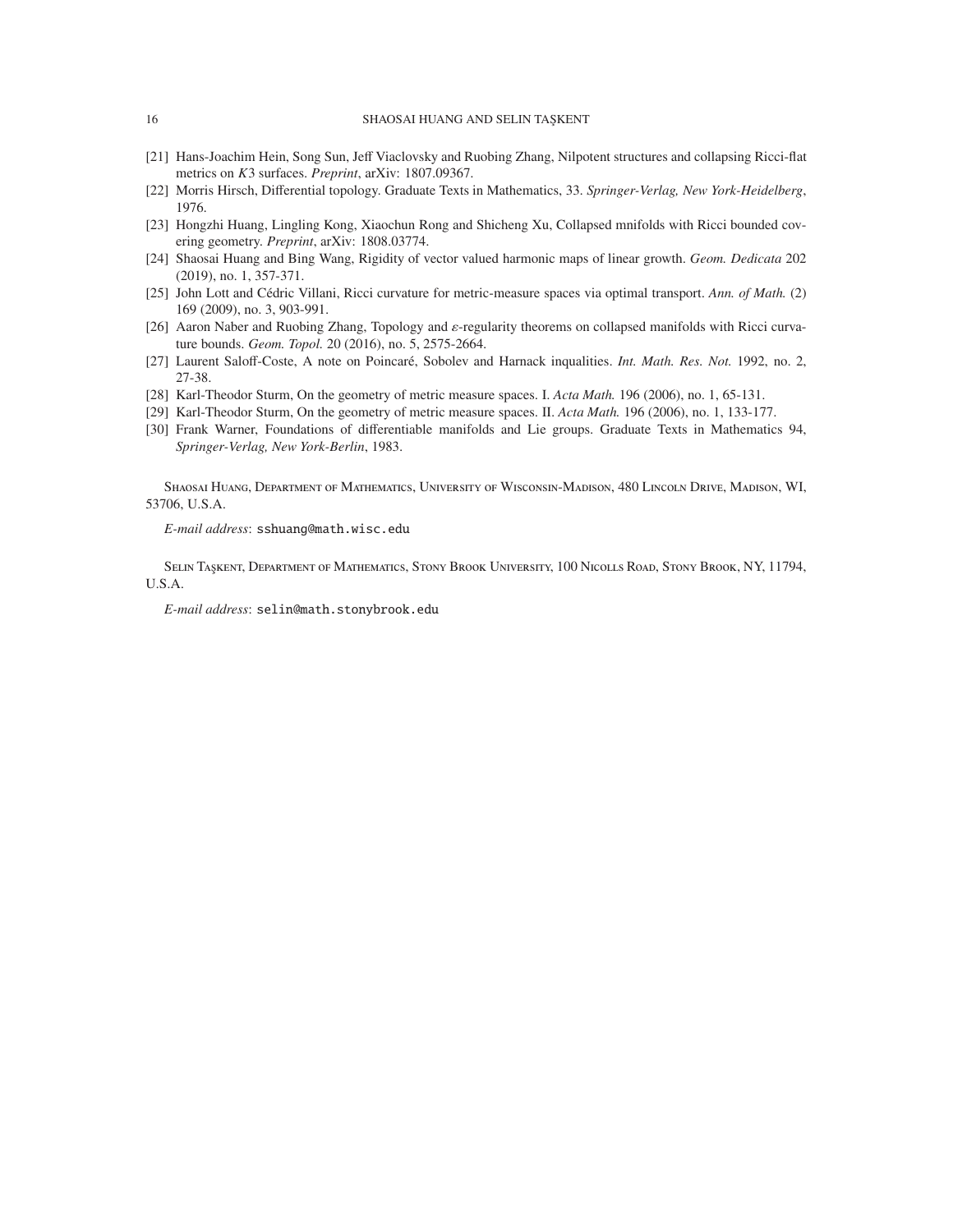[21] Hans-Joachim Hein, Song Sun, Jeff Viaclovsky and Ruobing Zhang, Nilpotent structures and collapsing Ricci-flat metrics on $K3$ surfaces. *Preprint*, arXiv: 1807.09367.

[22] Morris Hirsch, Differential topology. Graduate Texts in Mathematics, 33. *Springer-Verlag, New York-Heidelberg*, 1976.

[23] Hongzhi Huang, Lingling Kong, Xiaochun Rong and Shicheng Xu, Collapsed mnifolds with Ricci bounded covering geometry. *Preprint*, arXiv: 1808.03774.

[24] Shaosai Huang and Bing Wang, Rigidity of vector valued harmonic maps of linear growth. *Geom. Dedicata* 202 (2019), no. 1, 357-371.

[25] John Lott and Cédric Villani, Ricci curvature for metric-measure spaces via optimal transport. *Ann. of Math.* (2) 169 (2009), no. 3, 903-991.

[26] Aaron Naber and Ruobing Zhang, Topology and $\varepsilon$-regularity theorems on collapsed manifolds with Ricci curvature bounds. *Geom. Topol.* 20 (2016), no. 5, 2575-2664.

[27] Laurent Saloff-Coste, A note on Poincaré, Sobolev and Harnack inqualities. *Int. Math. Res. Not.* 1992, no. 2, 27-38.

[28] Karl-Theodor Sturm, On the geometry of metric measure spaces. I. *Acta Math.* 196 (2006), no. 1, 65-131.

[29] Karl-Theodor Sturm, On the geometry of metric measure spaces. II. *Acta Math.* 196 (2006), no. 1, 133-177.

[30] Frank Warner, Foundations of differentiable manifolds and Lie groups. Graduate Texts in Mathematics 94, *Springer-Verlag, New York-Berlin*, 1983.

Shaosai Huang, Department of Mathematics, University of Wisconsin-Madison, 480 Lincoln Drive, Madison, WI, 53706, U.S.A.

*E-mail address*: sshuang@math.wisc.edu

Selin Taşkent, Department of Mathematics, Stony Brook University, 100 Nicolls Road, Stony Brook, NY, 11794, U.S.A.

*E-mail address*: selin@math.stonybrook.edu